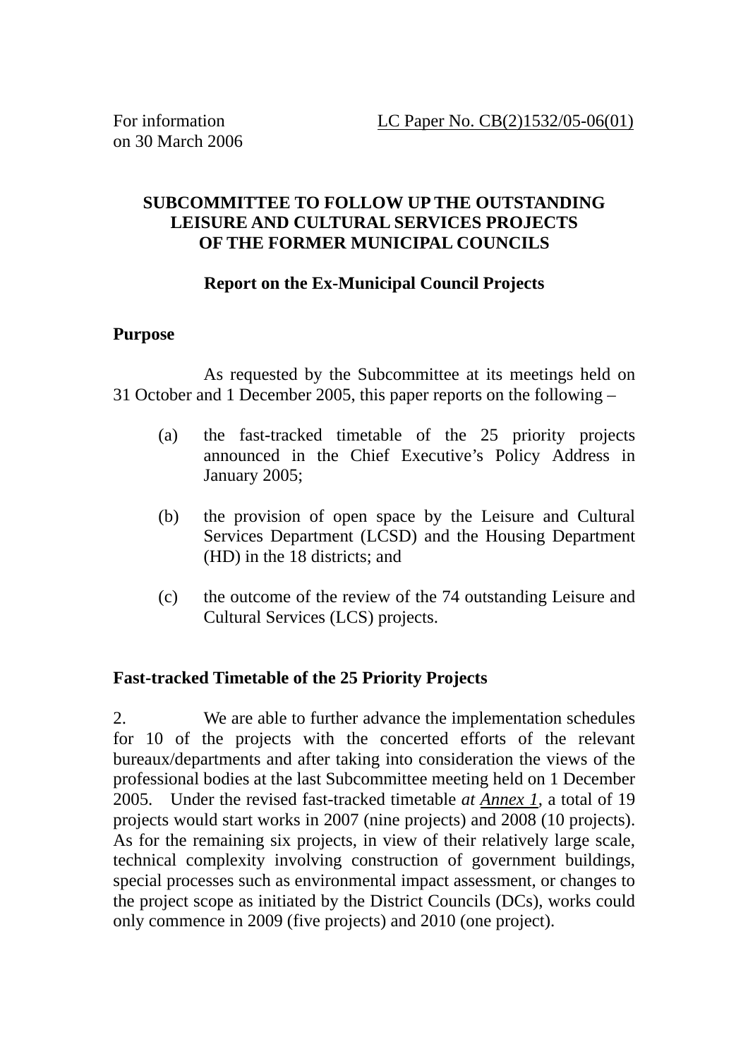For information
on 30 March 2006

LC Paper No. CB(2)1532/05-06(01)

**SUBCOMMITTEE TO FOLLOW UP THE OUTSTANDING LEISURE AND CULTURAL SERVICES PROJECTS OF THE FORMER MUNICIPAL COUNCILS**

**Report on the Ex-Municipal Council Projects**

## Purpose

As requested by the Subcommittee at its meetings held on 31 October and 1 December 2005, this paper reports on the following –

(a) the fast-tracked timetable of the 25 priority projects announced in the Chief Executive's Policy Address in January 2005;

(b) the provision of open space by the Leisure and Cultural Services Department (LCSD) and the Housing Department (HD) in the 18 districts; and

(c) the outcome of the review of the 74 outstanding Leisure and Cultural Services (LCS) projects.

## Fast-tracked Timetable of the 25 Priority Projects

2. We are able to further advance the implementation schedules for 10 of the projects with the concerted efforts of the relevant bureaux/departments and after taking into consideration the views of the professional bodies at the last Subcommittee meeting held on 1 December 2005. Under the revised fast-tracked timetable *at Annex 1*, a total of 19 projects would start works in 2007 (nine projects) and 2008 (10 projects). As for the remaining six projects, in view of their relatively large scale, technical complexity involving construction of government buildings, special processes such as environmental impact assessment, or changes to the project scope as initiated by the District Councils (DCs), works could only commence in 2009 (five projects) and 2010 (one project).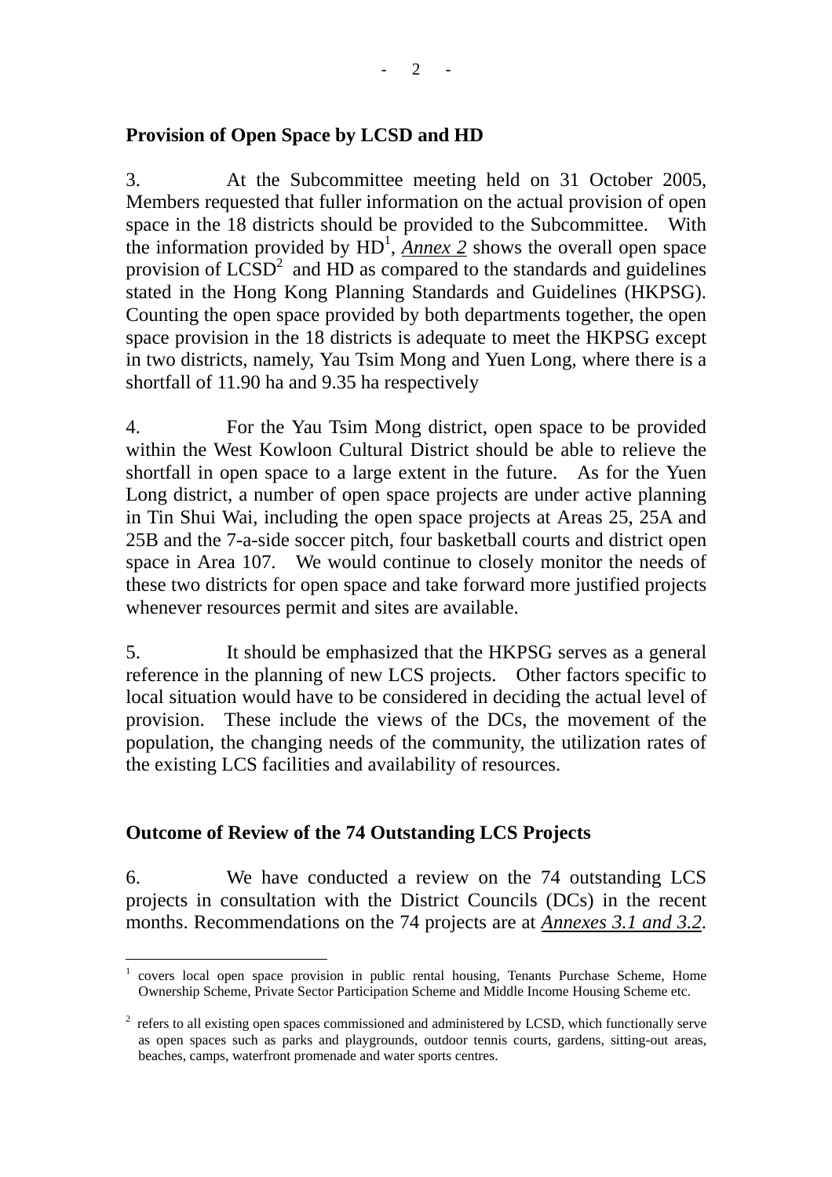**Provision of Open Space by LCSD and HD**

3. At the Subcommittee meeting held on 31 October 2005, Members requested that fuller information on the actual provision of open space in the 18 districts should be provided to the Subcommittee. With the information provided by HD[1], ***Annex 2*** shows the overall open space provision of LCSD[2] and HD as compared to the standards and guidelines stated in the Hong Kong Planning Standards and Guidelines (HKPSG). Counting the open space provided by both departments together, the open space provision in the 18 districts is adequate to meet the HKPSG except in two districts, namely, Yau Tsim Mong and Yuen Long, where there is a shortfall of 11.90 ha and 9.35 ha respectively

4. For the Yau Tsim Mong district, open space to be provided within the West Kowloon Cultural District should be able to relieve the shortfall in open space to a large extent in the future. As for the Yuen Long district, a number of open space projects are under active planning in Tin Shui Wai, including the open space projects at Areas 25, 25A and 25B and the 7-a-side soccer pitch, four basketball courts and district open space in Area 107. We would continue to closely monitor the needs of these two districts for open space and take forward more justified projects whenever resources permit and sites are available.

5. It should be emphasized that the HKPSG serves as a general reference in the planning of new LCS projects. Other factors specific to local situation would have to be considered in deciding the actual level of provision. These include the views of the DCs, the movement of the population, the changing needs of the community, the utilization rates of the existing LCS facilities and availability of resources.

**Outcome of Review of the 74 Outstanding LCS Projects**

6. We have conducted a review on the 74 outstanding LCS projects in consultation with the District Councils (DCs) in the recent months. Recommendations on the 74 projects are at ***Annexes 3.1 and 3.2***.

[1] covers local open space provision in public rental housing, Tenants Purchase Scheme, Home Ownership Scheme, Private Sector Participation Scheme and Middle Income Housing Scheme etc.

[2] refers to all existing open spaces commissioned and administered by LCSD, which functionally serve as open spaces such as parks and playgrounds, outdoor tennis courts, gardens, sitting-out areas, beaches, camps, waterfront promenade and water sports centres.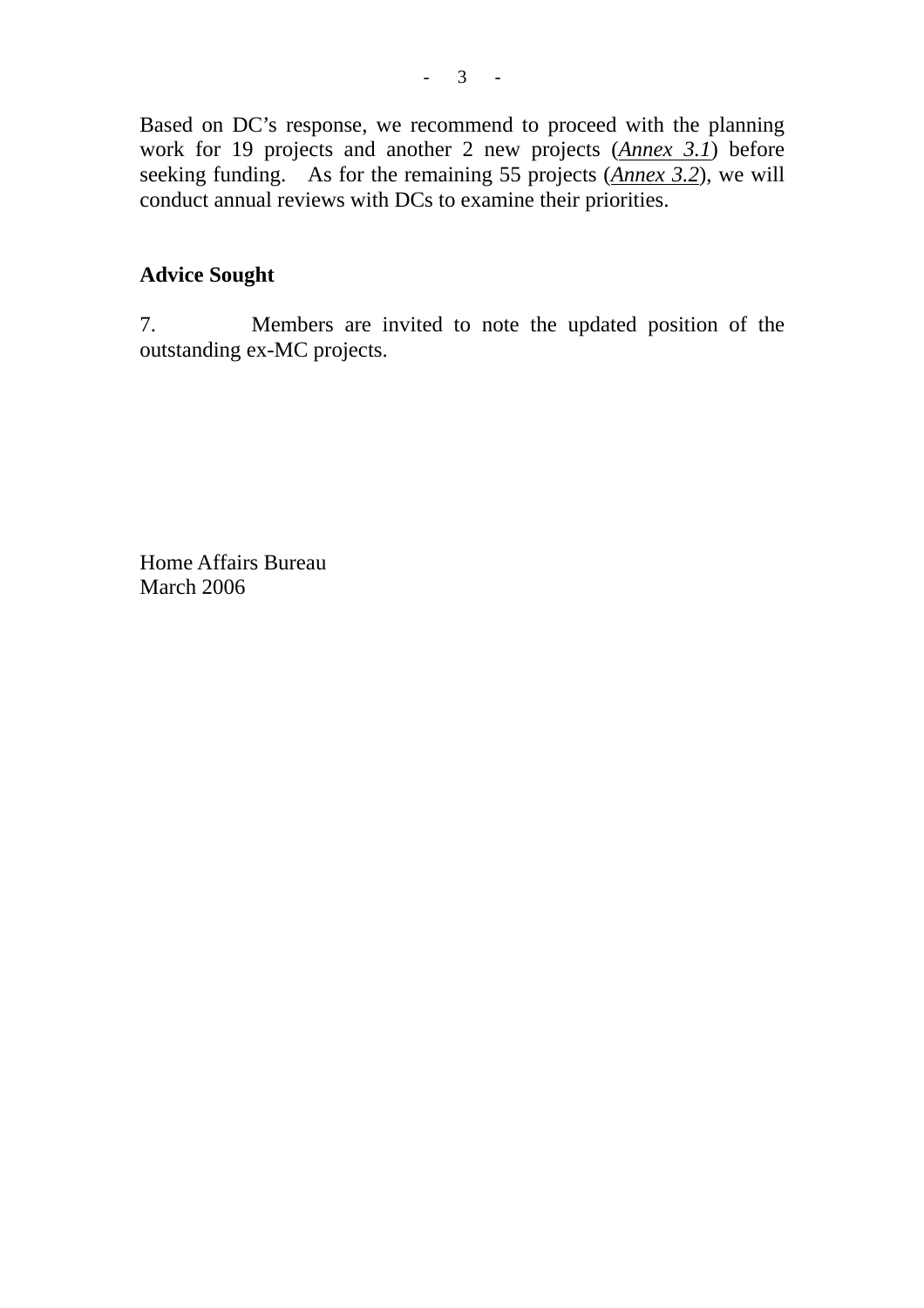Based on DC's response, we recommend to proceed with the planning work for 19 projects and another 2 new projects (***Annex 3.1***) before seeking funding. As for the remaining 55 projects (***Annex 3.2***), we will conduct annual reviews with DCs to examine their priorities.

**Advice Sought**

7. Members are invited to note the updated position of the outstanding ex-MC projects.

Home Affairs Bureau
March 2006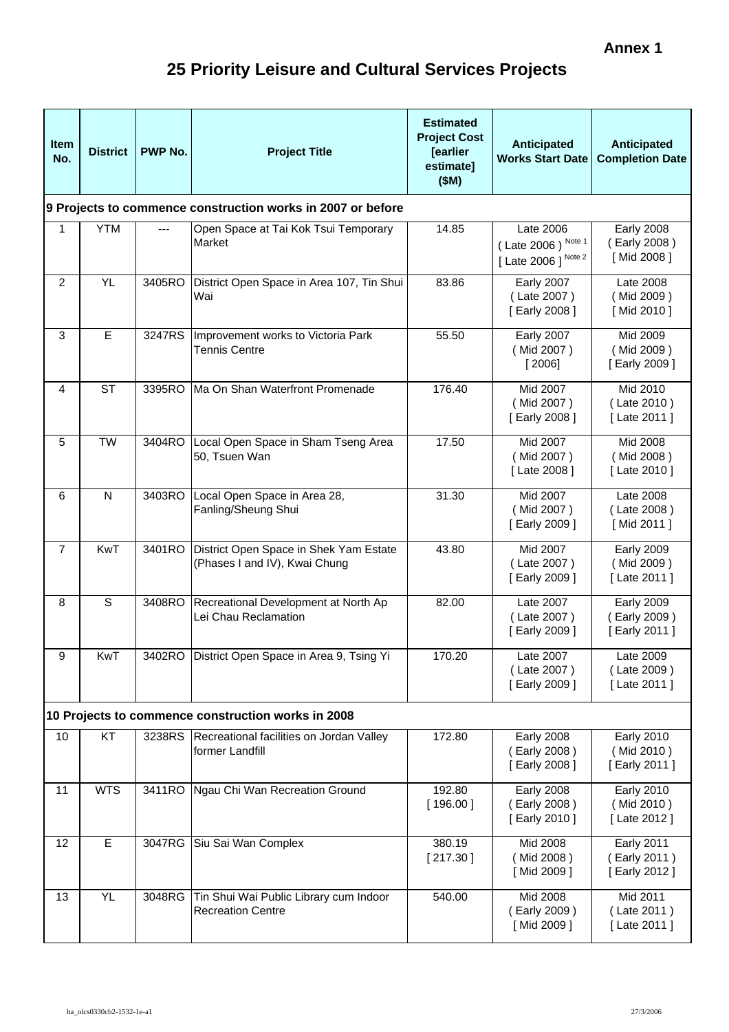**Annex 1**

# 25 Priority Leisure and Cultural Services Projects

| Item No. | District | PWP No. | Project Title | Estimated Project Cost [earlier estimate] ($M) | Anticipated Works Start Date | Anticipated Completion Date |
|---|---|---|---|---|---|---|
| **9 Projects to commence construction works in 2007 or before** | | | | | | |
| 1 | YTM | --- | Open Space at Tai Kok Tsui Temporary Market | 14.85 | Late 2006 ( Late 2006 ) Note 1 [ Late 2006 ] Note 2 | Early 2008 ( Early 2008 ) [ Mid 2008 ] |
| 2 | YL | 3405RO | District Open Space in Area 107, Tin Shui Wai | 83.86 | Early 2007 ( Late 2007 ) [ Early 2008 ] | Late 2008 ( Mid 2009 ) [ Mid 2010 ] |
| 3 | E | 3247RS | Improvement works to Victoria Park Tennis Centre | 55.50 | Early 2007 ( Mid 2007 ) [ 2006] | Mid 2009 ( Mid 2009 ) [ Early 2009 ] |
| 4 | ST | 3395RO | Ma On Shan Waterfront Promenade | 176.40 | Mid 2007 ( Mid 2007 ) [ Early 2008 ] | Mid 2010 ( Late 2010 ) [ Late 2011 ] |
| 5 | TW | 3404RO | Local Open Space in Sham Tseng Area 50, Tsuen Wan | 17.50 | Mid 2007 ( Mid 2007 ) [ Late 2008 ] | Mid 2008 ( Mid 2008 ) [ Late 2010 ] |
| 6 | N | 3403RO | Local Open Space in Area 28, Fanling/Sheung Shui | 31.30 | Mid 2007 ( Mid 2007 ) [ Early 2009 ] | Late 2008 ( Late 2008 ) [ Mid 2011 ] |
| 7 | KwT | 3401RO | District Open Space in Shek Yam Estate (Phases I and IV), Kwai Chung | 43.80 | Mid 2007 ( Late 2007 ) [ Early 2009 ] | Early 2009 ( Mid 2009 ) [ Late 2011 ] |
| 8 | S | 3408RO | Recreational Development at North Ap Lei Chau Reclamation | 82.00 | Late 2007 ( Late 2007 ) [ Early 2009 ] | Early 2009 ( Early 2009 ) [ Early 2011 ] |
| 9 | KwT | 3402RO | District Open Space in Area 9, Tsing Yi | 170.20 | Late 2007 ( Late 2007 ) [ Early 2009 ] | Late 2009 ( Late 2009 ) [ Late 2011 ] |
| **10 Projects to commence construction works in 2008** | | | | | | |
| 10 | KT | 3238RS | Recreational facilities on Jordan Valley former Landfill | 172.80 | Early 2008 ( Early 2008 ) [ Early 2008 ] | Early 2010 ( Mid 2010 ) [ Early 2011 ] |
| 11 | WTS | 3411RO | Ngau Chi Wan Recreation Ground | 192.80 [ 196.00 ] | Early 2008 ( Early 2008 ) [ Early 2010 ] | Early 2010 ( Mid 2010 ) [ Late 2012 ] |
| 12 | E | 3047RG | Siu Sai Wan Complex | 380.19 [ 217.30 ] | Mid 2008 ( Mid 2008 ) [ Mid 2009 ] | Early 2011 ( Early 2011 ) [ Early 2012 ] |
| 13 | YL | 3048RG | Tin Shui Wai Public Library cum Indoor Recreation Centre | 540.00 | Mid 2008 ( Early 2009 ) [ Mid 2009 ] | Mid 2011 ( Late 2011 ) [ Late 2011 ] |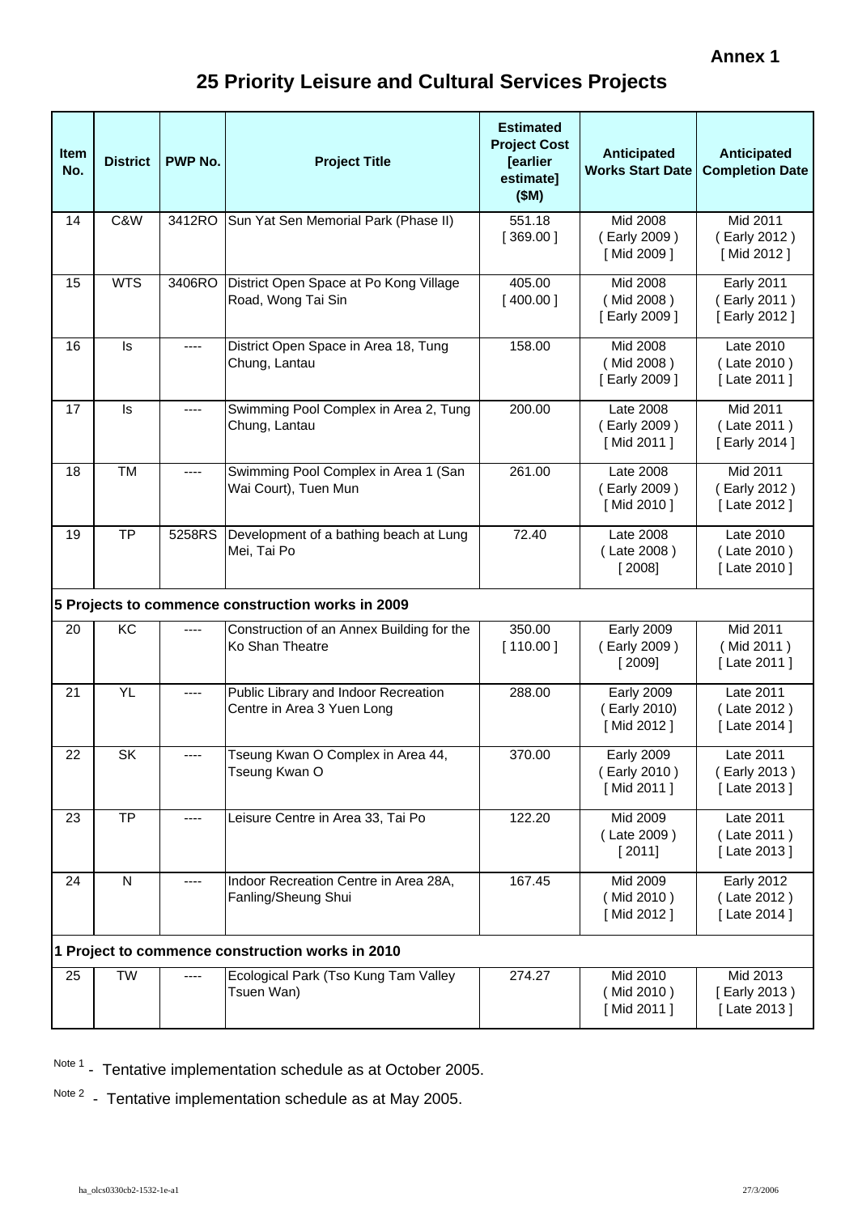**Annex 1**

# 25 Priority Leisure and Cultural Services Projects

| Item No. | District | PWP No. | Project Title | Estimated Project Cost [earlier estimate] ($M) | Anticipated Works Start Date | Anticipated Completion Date |
|---|---|---|---|---|---|---|
| 14 | C&W | 3412RO | Sun Yat Sen Memorial Park (Phase II) | 551.18 [ 369.00 ] | Mid 2008 ( Early 2009 ) [ Mid 2009 ] | Mid 2011 ( Early 2012 ) [ Mid 2012 ] |
| 15 | WTS | 3406RO | District Open Space at Po Kong Village Road, Wong Tai Sin | 405.00 [ 400.00 ] | Mid 2008 ( Mid 2008 ) [ Early 2009 ] | Early 2011 ( Early 2011 ) [ Early 2012 ] |
| 16 | Is | ---- | District Open Space in Area 18, Tung Chung, Lantau | 158.00 | Mid 2008 ( Mid 2008 ) [ Early 2009 ] | Late 2010 ( Late 2010 ) [ Late 2011 ] |
| 17 | Is | ---- | Swimming Pool Complex in Area 2, Tung Chung, Lantau | 200.00 | Late 2008 ( Early 2009 ) [ Mid 2011 ] | Mid 2011 ( Late 2011 ) [ Early 2014 ] |
| 18 | TM | ---- | Swimming Pool Complex in Area 1 (San Wai Court), Tuen Mun | 261.00 | Late 2008 ( Early 2009 ) [ Mid 2010 ] | Mid 2011 ( Early 2012 ) [ Late 2012 ] |
| 19 | TP | 5258RS | Development of a bathing beach at Lung Mei, Tai Po | 72.40 | Late 2008 ( Late 2008 ) [ 2008] | Late 2010 ( Late 2010 ) [ Late 2010 ] |
| **5 Projects to commence construction works in 2009** | | | | | | |
| 20 | KC | ---- | Construction of an Annex Building for the Ko Shan Theatre | 350.00 [ 110.00 ] | Early 2009 ( Early 2009 ) [ 2009] | Mid 2011 ( Mid 2011 ) [ Late 2011 ] |
| 21 | YL | ---- | Public Library and Indoor Recreation Centre in Area 3 Yuen Long | 288.00 | Early 2009 ( Early 2010) [ Mid 2012 ] | Late 2011 ( Late 2012 ) [ Late 2014 ] |
| 22 | SK | ---- | Tseung Kwan O Complex in Area 44, Tseung Kwan O | 370.00 | Early 2009 ( Early 2010 ) [ Mid 2011 ] | Late 2011 ( Early 2013 ) [ Late 2013 ] |
| 23 | TP | ---- | Leisure Centre in Area 33, Tai Po | 122.20 | Mid 2009 ( Late 2009 ) [ 2011] | Late 2011 ( Late 2011 ) [ Late 2013 ] |
| 24 | N | ---- | Indoor Recreation Centre in Area 28A, Fanling/Sheung Shui | 167.45 | Mid 2009 ( Mid 2010 ) [ Mid 2012 ] | Early 2012 ( Late 2012 ) [ Late 2014 ] |
| **1 Project to commence construction works in 2010** | | | | | | |
| 25 | TW | ---- | Ecological Park (Tso Kung Tam Valley Tsuen Wan) | 274.27 | Mid 2010 ( Mid 2010 ) [ Mid 2011 ] | Mid 2013 [ Early 2013 ) [ Late 2013 ] |

Note 1 - Tentative implementation schedule as at October 2005.

Note 2 - Tentative implementation schedule as at May 2005.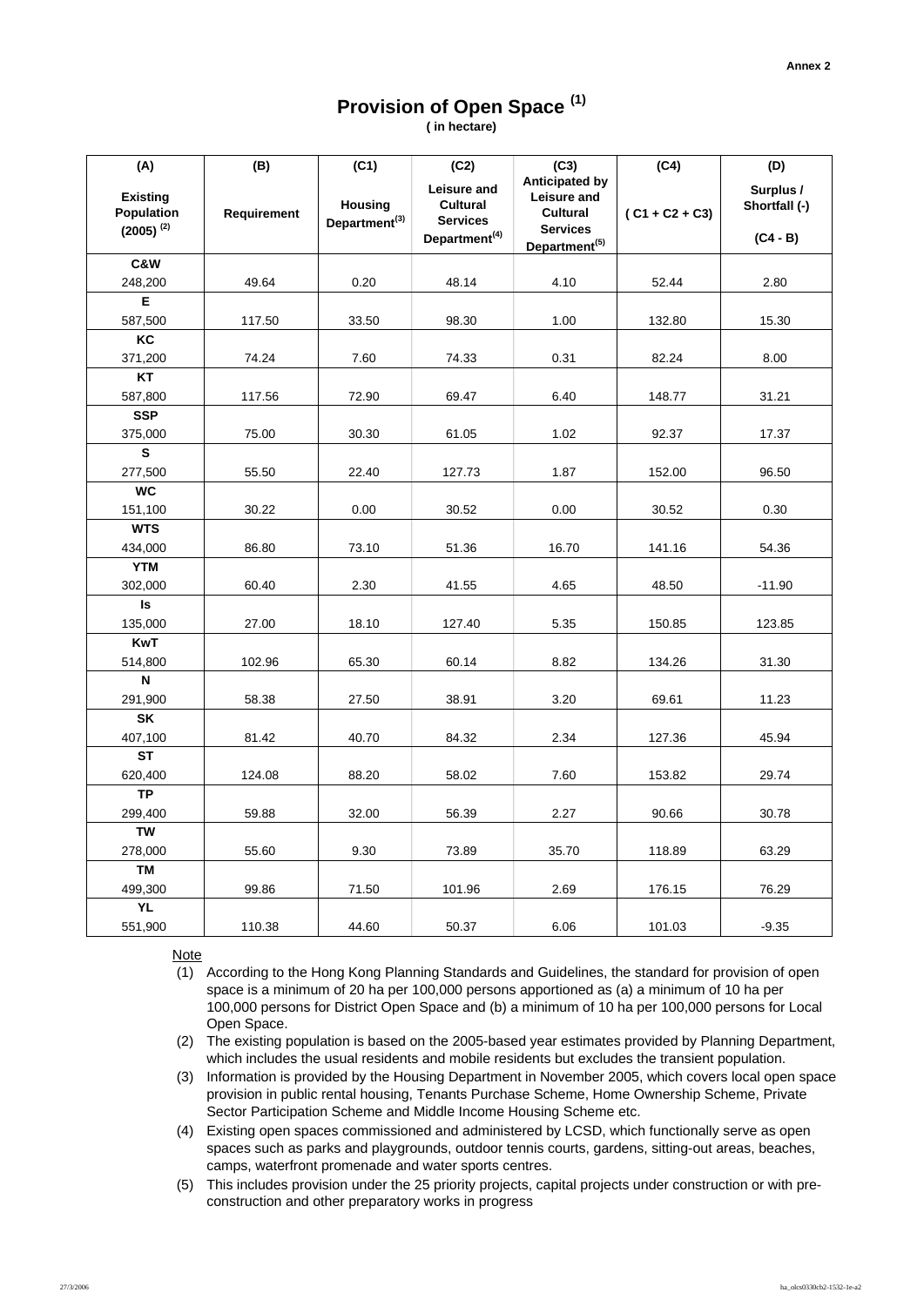Annex 2

# Provision of Open Space [(1)]

**( in hectare)**

| (A) Existing Population (2005) [(2)] | (B) Requirement | (C1) Housing Department[(3)] | (C2) Leisure and Cultural Services Department[(4)] | (C3) Anticipated by Leisure and Cultural Services Department[(5)] | (C4) ( C1 + C2 + C3) | (D) Surplus / Shortfall (-) (C4 - B) |
|---|---|---|---|---|---|---|
| **C&W** 248,200 | 49.64 | 0.20 | 48.14 | 4.10 | 52.44 | 2.80 |
| **E** 587,500 | 117.50 | 33.50 | 98.30 | 1.00 | 132.80 | 15.30 |
| **KC** 371,200 | 74.24 | 7.60 | 74.33 | 0.31 | 82.24 | 8.00 |
| **KT** 587,800 | 117.56 | 72.90 | 69.47 | 6.40 | 148.77 | 31.21 |
| **SSP** 375,000 | 75.00 | 30.30 | 61.05 | 1.02 | 92.37 | 17.37 |
| **S** 277,500 | 55.50 | 22.40 | 127.73 | 1.87 | 152.00 | 96.50 |
| **WC** 151,100 | 30.22 | 0.00 | 30.52 | 0.00 | 30.52 | 0.30 |
| **WTS** 434,000 | 86.80 | 73.10 | 51.36 | 16.70 | 141.16 | 54.36 |
| **YTM** 302,000 | 60.40 | 2.30 | 41.55 | 4.65 | 48.50 | -11.90 |
| **Is** 135,000 | 27.00 | 18.10 | 127.40 | 5.35 | 150.85 | 123.85 |
| **KwT** 514,800 | 102.96 | 65.30 | 60.14 | 8.82 | 134.26 | 31.30 |
| **N** 291,900 | 58.38 | 27.50 | 38.91 | 3.20 | 69.61 | 11.23 |
| **SK** 407,100 | 81.42 | 40.70 | 84.32 | 2.34 | 127.36 | 45.94 |
| **ST** 620,400 | 124.08 | 88.20 | 58.02 | 7.60 | 153.82 | 29.74 |
| **TP** 299,400 | 59.88 | 32.00 | 56.39 | 2.27 | 90.66 | 30.78 |
| **TW** 278,000 | 55.60 | 9.30 | 73.89 | 35.70 | 118.89 | 63.29 |
| **TM** 499,300 | 99.86 | 71.50 | 101.96 | 2.69 | 176.15 | 76.29 |
| **YL** 551,900 | 110.38 | 44.60 | 50.37 | 6.06 | 101.03 | -9.35 |

Note

(1) According to the Hong Kong Planning Standards and Guidelines, the standard for provision of open space is a minimum of 20 ha per 100,000 persons apportioned as (a) a minimum of 10 ha per 100,000 persons for District Open Space and (b) a minimum of 10 ha per 100,000 persons for Local Open Space.

(2) The existing population is based on the 2005-based year estimates provided by Planning Department, which includes the usual residents and mobile residents but excludes the transient population.

(3) Information is provided by the Housing Department in November 2005, which covers local open space provision in public rental housing, Tenants Purchase Scheme, Home Ownership Scheme, Private Sector Participation Scheme and Middle Income Housing Scheme etc.

(4) Existing open spaces commissioned and administered by LCSD, which functionally serve as open spaces such as parks and playgrounds, outdoor tennis courts, gardens, sitting-out areas, beaches, camps, waterfront promenade and water sports centres.

(5) This includes provision under the 25 priority projects, capital projects under construction or with pre-construction and other preparatory works in progress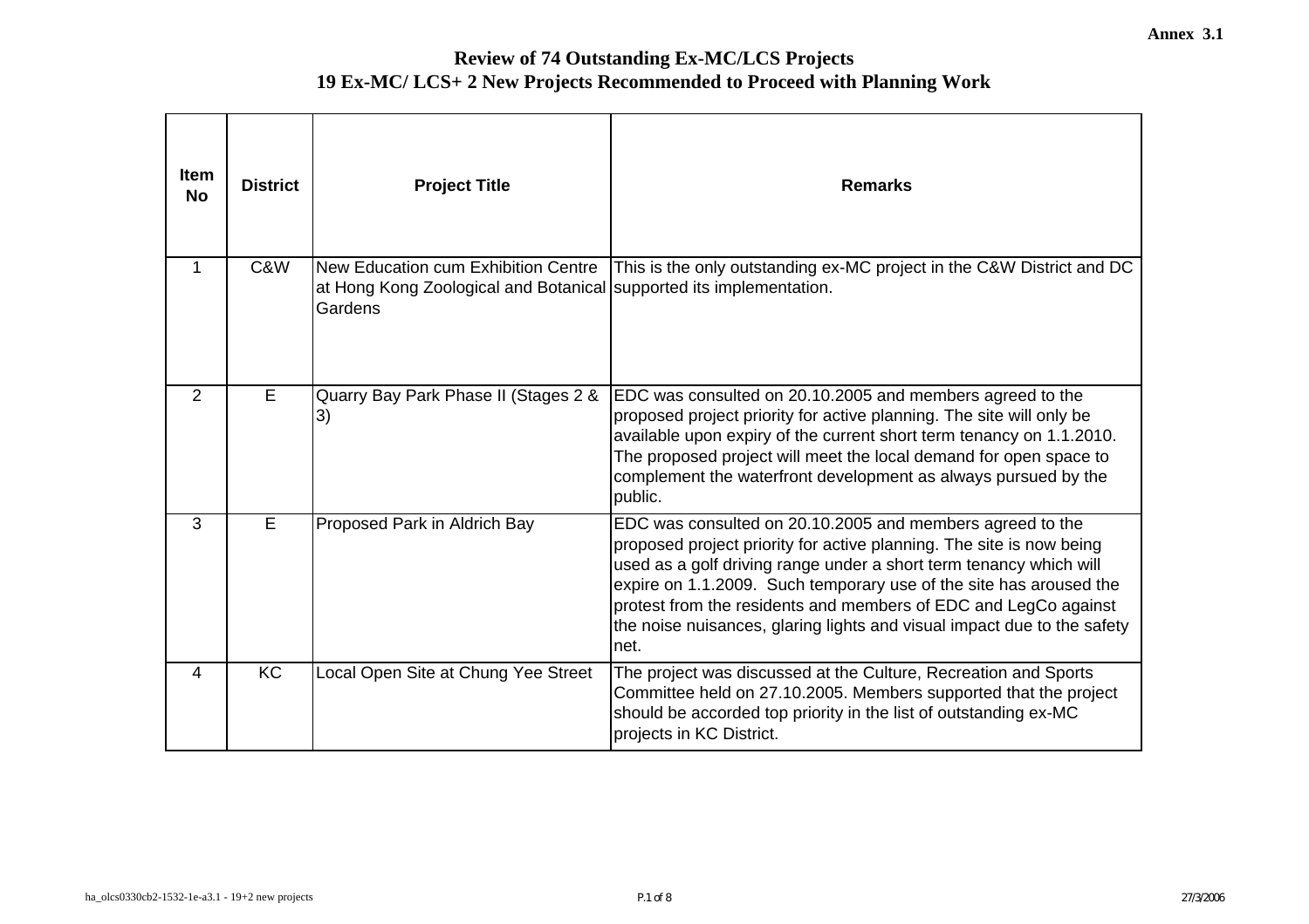**Annex 3.1**

# Review of 74 Outstanding Ex-MC/LCS Projects

## 19 Ex-MC/ LCS+ 2 New Projects Recommended to Proceed with Planning Work

| Item No | District | Project Title | Remarks |
|---|---|---|---|
| 1 | C&W | New Education cum Exhibition Centre at Hong Kong Zoological and Botanical Gardens | This is the only outstanding ex-MC project in the C&W District and DC supported its implementation. |
| 2 | E | Quarry Bay Park Phase II (Stages 2 & 3) | EDC was consulted on 20.10.2005 and members agreed to the proposed project priority for active planning. The site will only be available upon expiry of the current short term tenancy on 1.1.2010. The proposed project will meet the local demand for open space to complement the waterfront development as always pursued by the public. |
| 3 | E | Proposed Park in Aldrich Bay | EDC was consulted on 20.10.2005 and members agreed to the proposed project priority for active planning. The site is now being used as a golf driving range under a short term tenancy which will expire on 1.1.2009. Such temporary use of the site has aroused the protest from the residents and members of EDC and LegCo against the noise nuisances, glaring lights and visual impact due to the safety net. |
| 4 | KC | Local Open Site at Chung Yee Street | The project was discussed at the Culture, Recreation and Sports Committee held on 27.10.2005. Members supported that the project should be accorded top priority in the list of outstanding ex-MC projects in KC District. |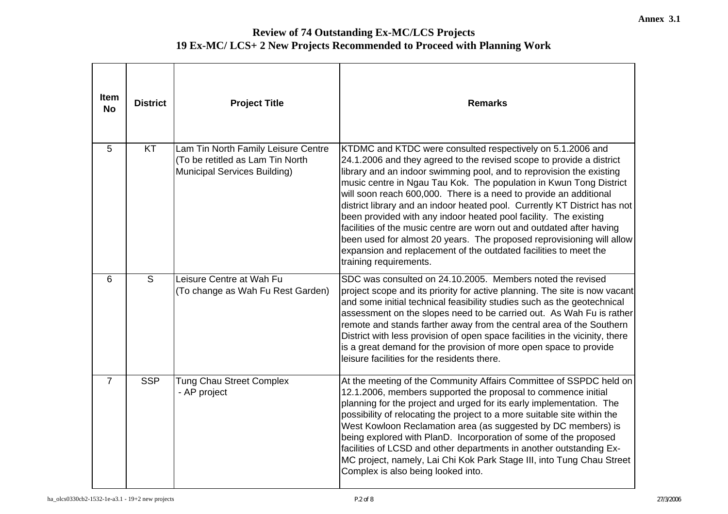Annex 3.1

# Review of 74 Outstanding Ex-MC/LCS Projects
## 19 Ex-MC/ LCS+ 2 New Projects Recommended to Proceed with Planning Work

| Item No | District | Project Title | Remarks |
|---|---|---|---|
| 5 | KT | Lam Tin North Family Leisure Centre (To be retitled as Lam Tin North Municipal Services Building) | KTDMC and KTDC were consulted respectively on 5.1.2006 and 24.1.2006 and they agreed to the revised scope to provide a district library and an indoor swimming pool, and to reprovision the existing music centre in Ngau Tau Kok. The population in Kwun Tong District will soon reach 600,000. There is a need to provide an additional district library and an indoor heated pool. Currently KT District has not been provided with any indoor heated pool facility. The existing facilities of the music centre are worn out and outdated after having been used for almost 20 years. The proposed reprovisioning will allow expansion and replacement of the outdated facilities to meet the training requirements. |
| 6 | S | Leisure Centre at Wah Fu (To change as Wah Fu Rest Garden) | SDC was consulted on 24.10.2005. Members noted the revised project scope and its priority for active planning. The site is now vacant and some initial technical feasibility studies such as the geotechnical assessment on the slopes need to be carried out. As Wah Fu is rather remote and stands farther away from the central area of the Southern District with less provision of open space facilities in the vicinity, there is a great demand for the provision of more open space to provide leisure facilities for the residents there. |
| 7 | SSP | Tung Chau Street Complex - AP project | At the meeting of the Community Affairs Committee of SSPDC held on 12.1.2006, members supported the proposal to commence initial planning for the project and urged for its early implementation. The possibility of relocating the project to a more suitable site within the West Kowloon Reclamation area (as suggested by DC members) is being explored with PlanD. Incorporation of some of the proposed facilities of LCSD and other departments in another outstanding Ex-MC project, namely, Lai Chi Kok Park Stage III, into Tung Chau Street Complex is also being looked into. |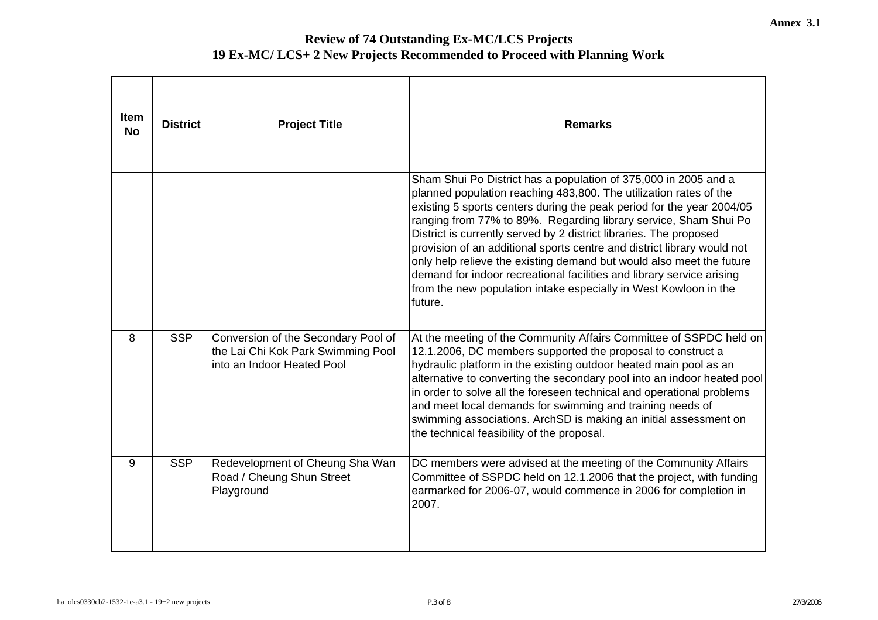Annex 3.1

# Review of 74 Outstanding Ex-MC/LCS Projects
## 19 Ex-MC/ LCS+ 2 New Projects Recommended to Proceed with Planning Work

| Item No | District | Project Title | Remarks |
|---|---|---|---|
| | | | Sham Shui Po District has a population of 375,000 in 2005 and a planned population reaching 483,800. The utilization rates of the existing 5 sports centers during the peak period for the year 2004/05 ranging from 77% to 89%. Regarding library service, Sham Shui Po District is currently served by 2 district libraries. The proposed provision of an additional sports centre and district library would not only help relieve the existing demand but would also meet the future demand for indoor recreational facilities and library service arising from the new population intake especially in West Kowloon in the future. |
| 8 | SSP | Conversion of the Secondary Pool of the Lai Chi Kok Park Swimming Pool into an Indoor Heated Pool | At the meeting of the Community Affairs Committee of SSPDC held on 12.1.2006, DC members supported the proposal to construct a hydraulic platform in the existing outdoor heated main pool as an alternative to converting the secondary pool into an indoor heated pool in order to solve all the foreseen technical and operational problems and meet local demands for swimming and training needs of swimming associations. ArchSD is making an initial assessment on the technical feasibility of the proposal. |
| 9 | SSP | Redevelopment of Cheung Sha Wan Road / Cheung Shun Street Playground | DC members were advised at the meeting of the Community Affairs Committee of SSPDC held on 12.1.2006 that the project, with funding earmarked for 2006-07, would commence in 2006 for completion in 2007. |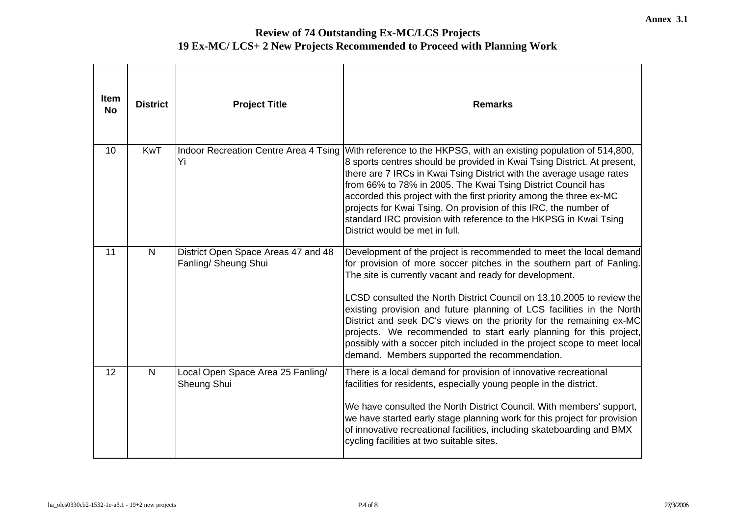Annex 3.1

# Review of 74 Outstanding Ex-MC/LCS Projects
## 19 Ex-MC/ LCS+ 2 New Projects Recommended to Proceed with Planning Work

| Item No | District | Project Title | Remarks |
|---|---|---|---|
| 10 | KwT | Indoor Recreation Centre Area 4 Tsing Yi | With reference to the HKPSG, with an existing population of 514,800, 8 sports centres should be provided in Kwai Tsing District. At present, there are 7 IRCs in Kwai Tsing District with the average usage rates from 66% to 78% in 2005. The Kwai Tsing District Council has accorded this project with the first priority among the three ex-MC projects for Kwai Tsing. On provision of this IRC, the number of standard IRC provision with reference to the HKPSG in Kwai Tsing District would be met in full. |
| 11 | N | District Open Space Areas 47 and 48 Fanling/ Sheung Shui | Development of the project is recommended to meet the local demand for provision of more soccer pitches in the southern part of Fanling. The site is currently vacant and ready for development.<br><br>LCSD consulted the North District Council on 13.10.2005 to review the existing provision and future planning of LCS facilities in the North District and seek DC's views on the priority for the remaining ex-MC projects. We recommended to start early planning for this project, possibly with a soccer pitch included in the project scope to meet local demand. Members supported the recommendation. |
| 12 | N | Local Open Space Area 25 Fanling/ Sheung Shui | There is a local demand for provision of innovative recreational facilities for residents, especially young people in the district.<br><br>We have consulted the North District Council. With members' support, we have started early stage planning work for this project for provision of innovative recreational facilities, including skateboarding and BMX cycling facilities at two suitable sites. |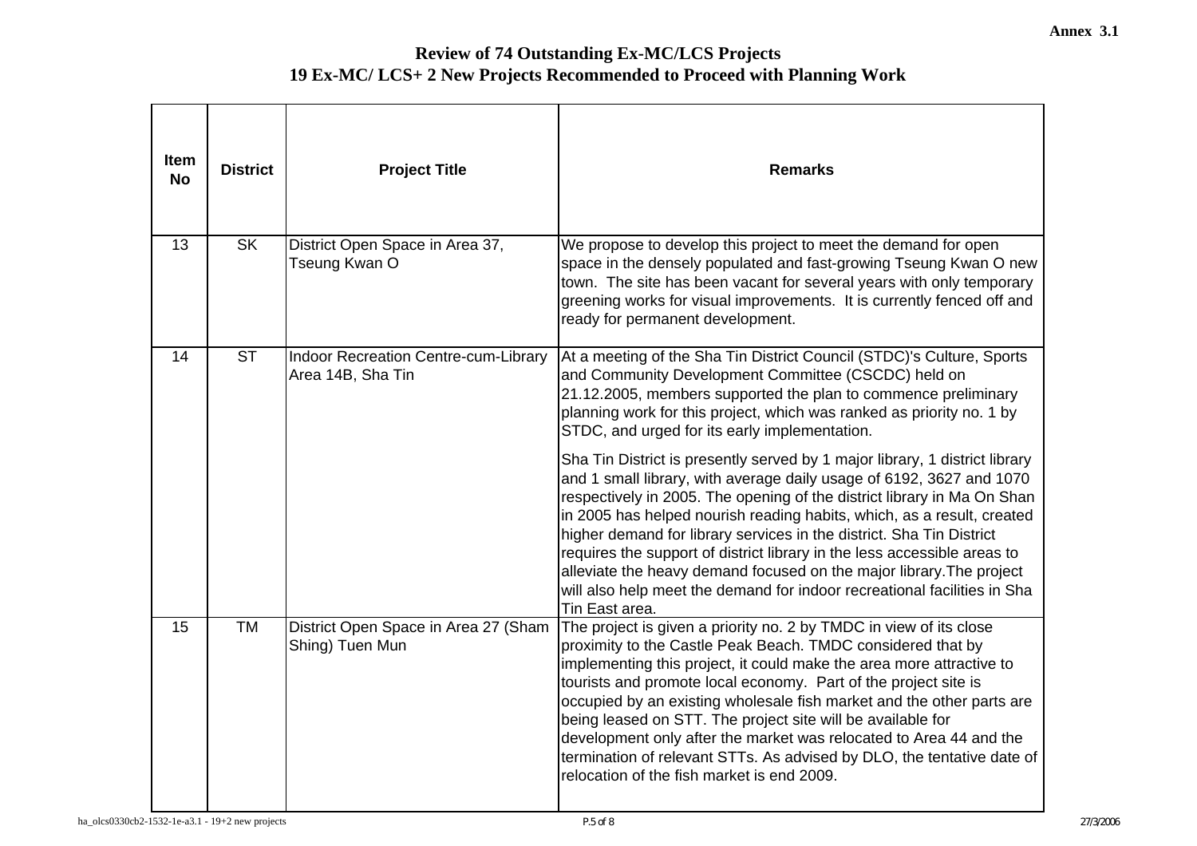Annex 3.1

# Review of 74 Outstanding Ex-MC/LCS Projects
## 19 Ex-MC/ LCS+ 2 New Projects Recommended to Proceed with Planning Work

| Item No | District | Project Title | Remarks |
|---|---|---|---|
| 13 | SK | District Open Space in Area 37, Tseung Kwan O | We propose to develop this project to meet the demand for open space in the densely populated and fast-growing Tseung Kwan O new town. The site has been vacant for several years with only temporary greening works for visual improvements. It is currently fenced off and ready for permanent development. |
| 14 | ST | Indoor Recreation Centre-cum-Library Area 14B, Sha Tin | At a meeting of the Sha Tin District Council (STDC)'s Culture, Sports and Community Development Committee (CSCDC) held on 21.12.2005, members supported the plan to commence preliminary planning work for this project, which was ranked as priority no. 1 by STDC, and urged for its early implementation.<br><br>Sha Tin District is presently served by 1 major library, 1 district library and 1 small library, with average daily usage of 6192, 3627 and 1070 respectively in 2005. The opening of the district library in Ma On Shan in 2005 has helped nourish reading habits, which, as a result, created higher demand for library services in the district. Sha Tin District requires the support of district library in the less accessible areas to alleviate the heavy demand focused on the major library.The project will also help meet the demand for indoor recreational facilities in Sha Tin East area. |
| 15 | TM | District Open Space in Area 27 (Sham Shing) Tuen Mun | The project is given a priority no. 2 by TMDC in view of its close proximity to the Castle Peak Beach. TMDC considered that by implementing this project, it could make the area more attractive to tourists and promote local economy. Part of the project site is occupied by an existing wholesale fish market and the other parts are being leased on STT. The project site will be available for development only after the market was relocated to Area 44 and the termination of relevant STTs. As advised by DLO, the tentative date of relocation of the fish market is end 2009. |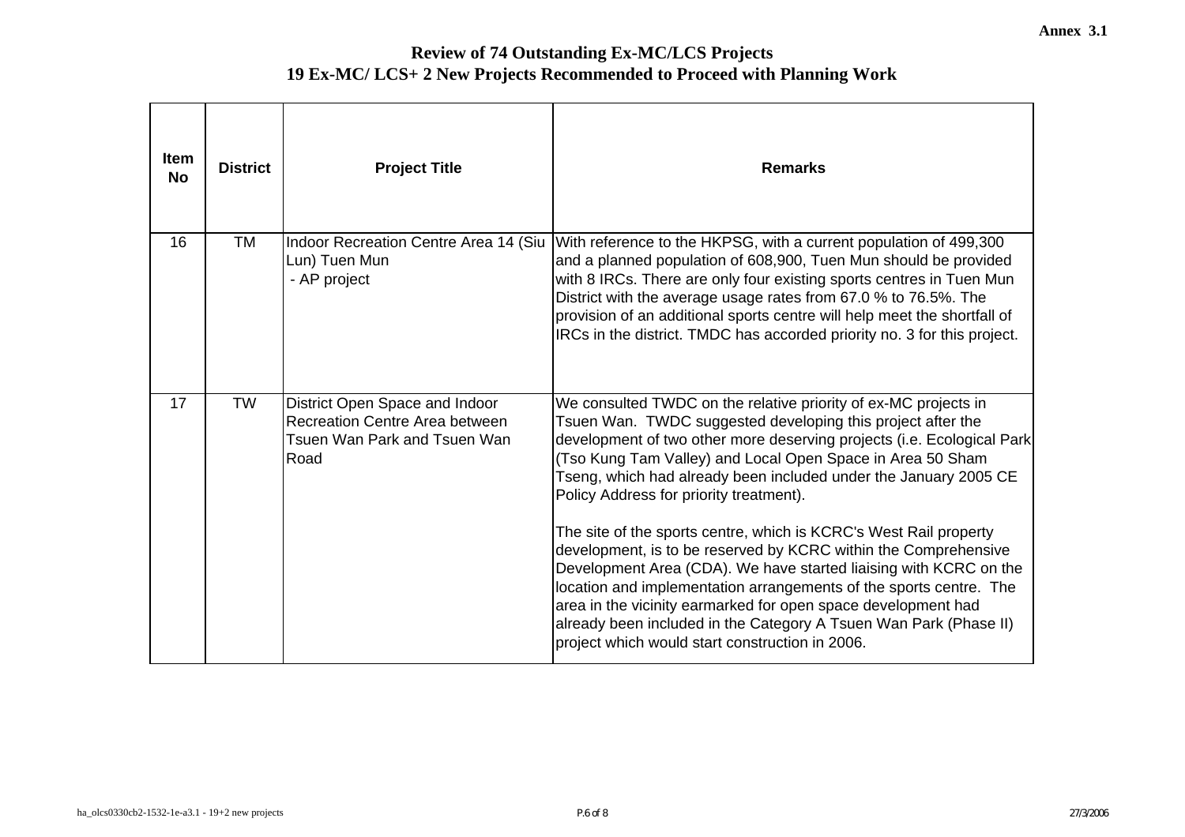Annex 3.1

# Review of 74 Outstanding Ex-MC/LCS Projects

## 19 Ex-MC/ LCS+ 2 New Projects Recommended to Proceed with Planning Work

| Item No | District | Project Title | Remarks |
|---|---|---|---|
| 16 | TM | Indoor Recreation Centre Area 14 (Siu Lun) Tuen Mun<br>- AP project | With reference to the HKPSG, with a current population of 499,300 and a planned population of 608,900, Tuen Mun should be provided with 8 IRCs. There are only four existing sports centres in Tuen Mun District with the average usage rates from 67.0 % to 76.5%. The provision of an additional sports centre will help meet the shortfall of IRCs in the district. TMDC has accorded priority no. 3 for this project. |
| 17 | TW | District Open Space and Indoor Recreation Centre Area between Tsuen Wan Park and Tsuen Wan Road | We consulted TWDC on the relative priority of ex-MC projects in Tsuen Wan. TWDC suggested developing this project after the development of two other more deserving projects (i.e. Ecological Park (Tso Kung Tam Valley) and Local Open Space in Area 50 Sham Tseng, which had already been included under the January 2005 CE Policy Address for priority treatment).<br><br>The site of the sports centre, which is KCRC's West Rail property development, is to be reserved by KCRC within the Comprehensive Development Area (CDA). We have started liaising with KCRC on the location and implementation arrangements of the sports centre. The area in the vicinity earmarked for open space development had already been included in the Category A Tsuen Wan Park (Phase II) project which would start construction in 2006. |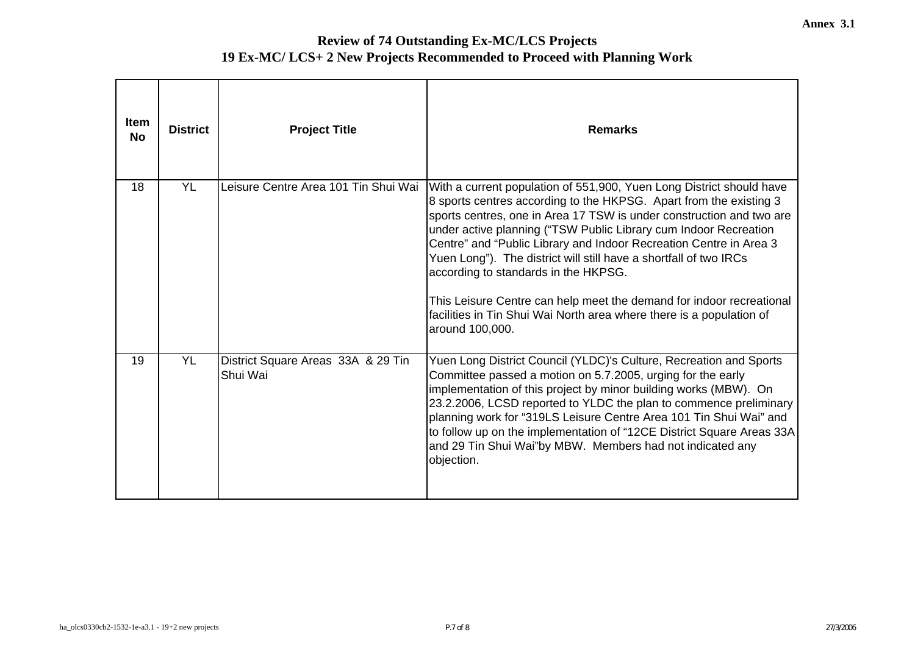Annex 3.1

# Review of 74 Outstanding Ex-MC/LCS Projects
## 19 Ex-MC/ LCS+ 2 New Projects Recommended to Proceed with Planning Work

| Item No | District | Project Title | Remarks |
|---|---|---|---|
| 18 | YL | Leisure Centre Area 101 Tin Shui Wai | With a current population of 551,900, Yuen Long District should have 8 sports centres according to the HKPSG. Apart from the existing 3 sports centres, one in Area 17 TSW is under construction and two are under active planning ("TSW Public Library cum Indoor Recreation Centre" and "Public Library and Indoor Recreation Centre in Area 3 Yuen Long"). The district will still have a shortfall of two IRCs according to standards in the HKPSG.<br><br>This Leisure Centre can help meet the demand for indoor recreational facilities in Tin Shui Wai North area where there is a population of around 100,000. |
| 19 | YL | District Square Areas 33A & 29 Tin Shui Wai | Yuen Long District Council (YLDC)'s Culture, Recreation and Sports Committee passed a motion on 5.7.2005, urging for the early implementation of this project by minor building works (MBW). On 23.2.2006, LCSD reported to YLDC the plan to commence preliminary planning work for "319LS Leisure Centre Area 101 Tin Shui Wai" and to follow up on the implementation of "12CE District Square Areas 33A and 29 Tin Shui Wai"by MBW. Members had not indicated any objection. |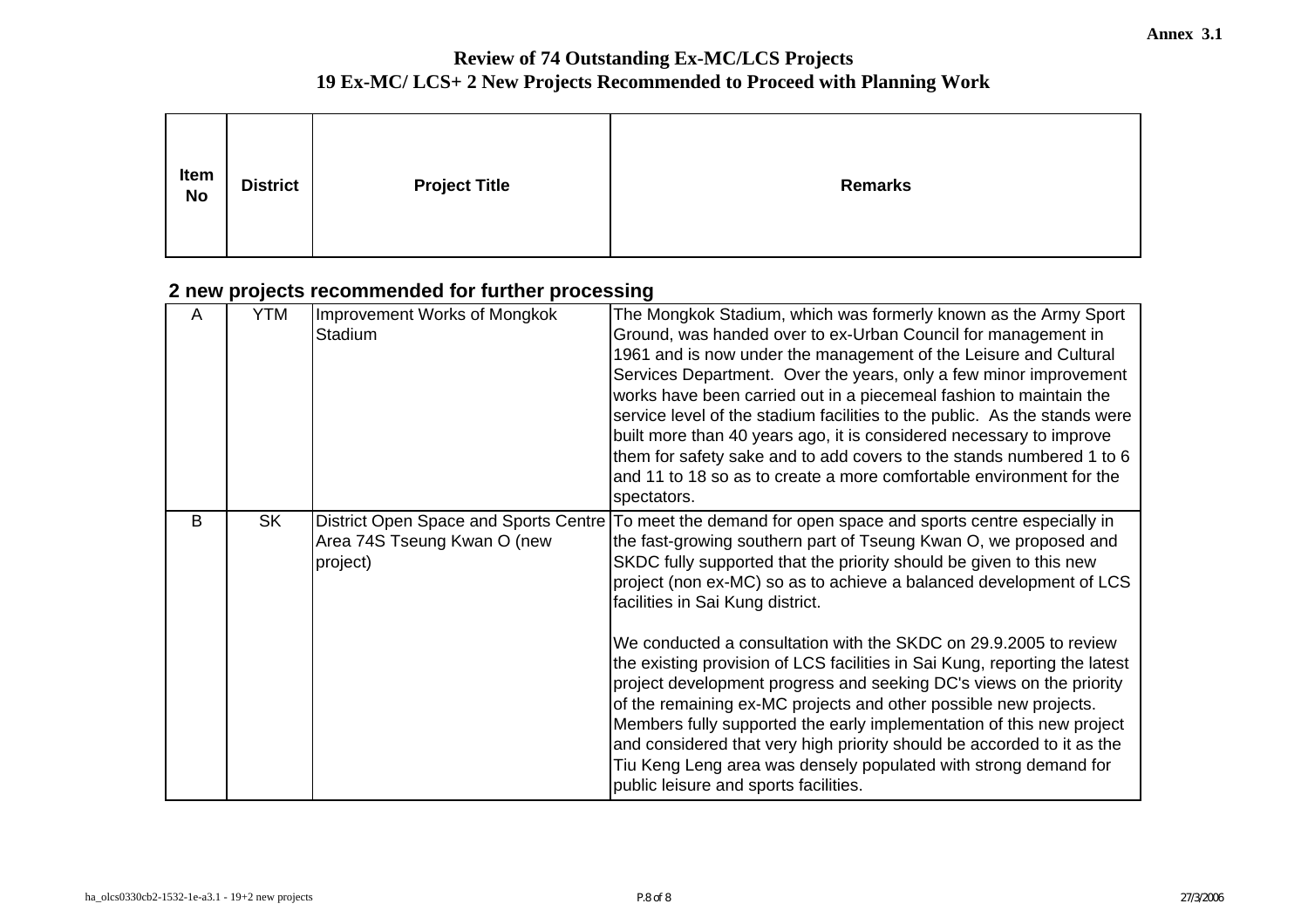**Annex 3.1**

# Review of 74 Outstanding Ex-MC/LCS Projects
## 19 Ex-MC/ LCS+ 2 New Projects Recommended to Proceed with Planning Work

### 2 new projects recommended for further processing

| Item No | District | Project Title | Remarks |
|---|---|---|---|
| A | YTM | Improvement Works of Mongkok Stadium | The Mongkok Stadium, which was formerly known as the Army Sport Ground, was handed over to ex-Urban Council for management in 1961 and is now under the management of the Leisure and Cultural Services Department. Over the years, only a few minor improvement works have been carried out in a piecemeal fashion to maintain the service level of the stadium facilities to the public. As the stands were built more than 40 years ago, it is considered necessary to improve them for safety sake and to add covers to the stands numbered 1 to 6 and 11 to 18 so as to create a more comfortable environment for the spectators. |
| B | SK | District Open Space and Sports Centre Area 74S Tseung Kwan O (new project) | To meet the demand for open space and sports centre especially in the fast-growing southern part of Tseung Kwan O, we proposed and SKDC fully supported that the priority should be given to this new project (non ex-MC) so as to achieve a balanced development of LCS facilities in Sai Kung district.<br><br>We conducted a consultation with the SKDC on 29.9.2005 to review the existing provision of LCS facilities in Sai Kung, reporting the latest project development progress and seeking DC's views on the priority of the remaining ex-MC projects and other possible new projects. Members fully supported the early implementation of this new project and considered that very high priority should be accorded to it as the Tiu Keng Leng area was densely populated with strong demand for public leisure and sports facilities. |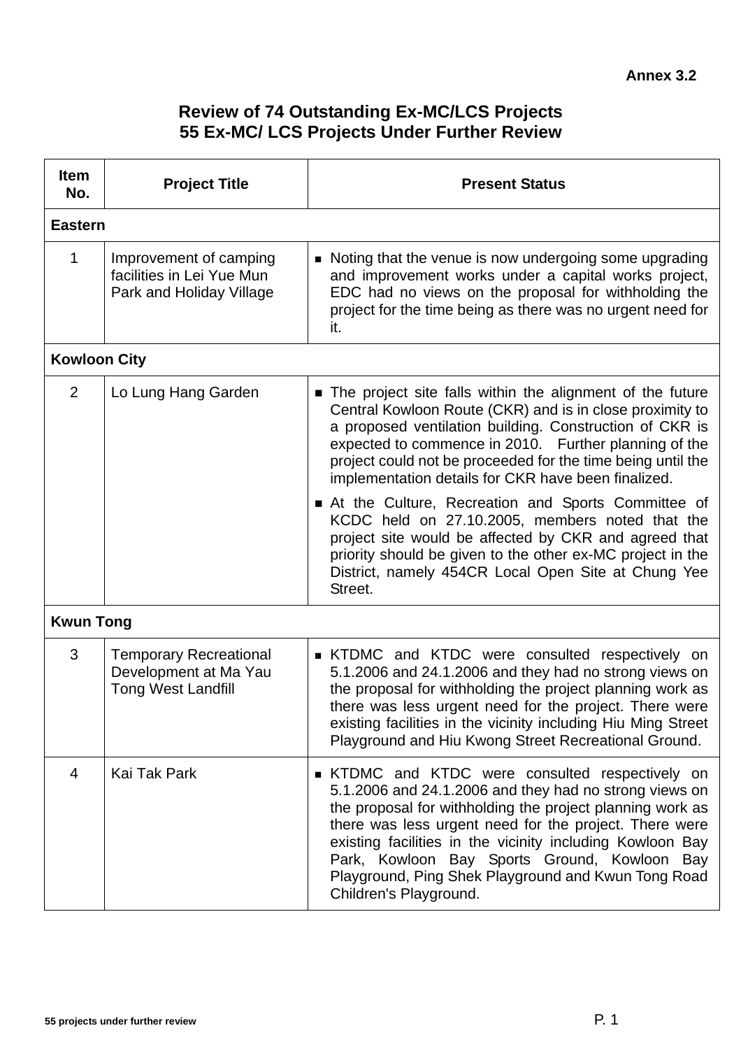**Annex 3.2**

## Review of 74 Outstanding Ex-MC/LCS Projects
## 55 Ex-MC/ LCS Projects Under Further Review

| Item No. | Project Title | Present Status |
|---|---|---|
| **Eastern** | | |
| 1 | Improvement of camping facilities in Lei Yue Mun Park and Holiday Village | ▪ Noting that the venue is now undergoing some upgrading and improvement works under a capital works project, EDC had no views on the proposal for withholding the project for the time being as there was no urgent need for it. |
| **Kowloon City** | | |
| 2 | Lo Lung Hang Garden | ▪ The project site falls within the alignment of the future Central Kowloon Route (CKR) and is in close proximity to a proposed ventilation building. Construction of CKR is expected to commence in 2010. Further planning of the project could not be proceeded for the time being until the implementation details for CKR have been finalized.<br>▪ At the Culture, Recreation and Sports Committee of KCDC held on 27.10.2005, members noted that the project site would be affected by CKR and agreed that priority should be given to the other ex-MC project in the District, namely 454CR Local Open Site at Chung Yee Street. |
| **Kwun Tong** | | |
| 3 | Temporary Recreational Development at Ma Yau Tong West Landfill | ▪ KTDMC and KTDC were consulted respectively on 5.1.2006 and 24.1.2006 and they had no strong views on the proposal for withholding the project planning work as there was less urgent need for the project. There were existing facilities in the vicinity including Hiu Ming Street Playground and Hiu Kwong Street Recreational Ground. |
| 4 | Kai Tak Park | ▪ KTDMC and KTDC were consulted respectively on 5.1.2006 and 24.1.2006 and they had no strong views on the proposal for withholding the project planning work as there was less urgent need for the project. There were existing facilities in the vicinity including Kowloon Bay Park, Kowloon Bay Sports Ground, Kowloon Bay Playground, Ping Shek Playground and Kwun Tong Road Children's Playground. |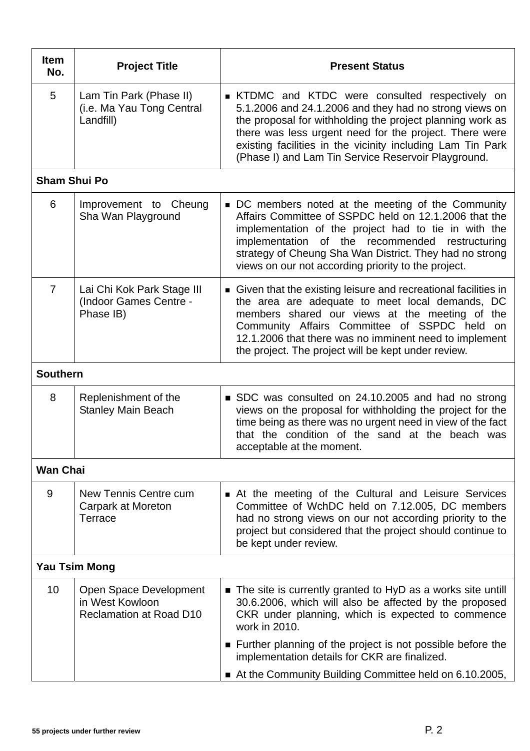| Item No. | Project Title | Present Status |
|---|---|---|
| 5 | Lam Tin Park (Phase II) (i.e. Ma Yau Tong Central Landfill) | ■ KTDMC and KTDC were consulted respectively on 5.1.2006 and 24.1.2006 and they had no strong views on the proposal for withholding the project planning work as there was less urgent need for the project. There were existing facilities in the vicinity including Lam Tin Park (Phase I) and Lam Tin Service Reservoir Playground. |
| **Sham Shui Po** | | |
| 6 | Improvement to Cheung Sha Wan Playground | ■ DC members noted at the meeting of the Community Affairs Committee of SSPDC held on 12.1.2006 that the implementation of the project had to tie in with the implementation of the recommended restructuring strategy of Cheung Sha Wan District. They had no strong views on our not according priority to the project. |
| 7 | Lai Chi Kok Park Stage III (Indoor Games Centre - Phase IB) | ■ Given that the existing leisure and recreational facilities in the area are adequate to meet local demands, DC members shared our views at the meeting of the Community Affairs Committee of SSPDC held on 12.1.2006 that there was no imminent need to implement the project. The project will be kept under review. |
| **Southern** | | |
| 8 | Replenishment of the Stanley Main Beach | ■ SDC was consulted on 24.10.2005 and had no strong views on the proposal for withholding the project for the time being as there was no urgent need in view of the fact that the condition of the sand at the beach was acceptable at the moment. |
| **Wan Chai** | | |
| 9 | New Tennis Centre cum Carpark at Moreton Terrace | ■ At the meeting of the Cultural and Leisure Services Committee of WchDC held on 7.12.005, DC members had no strong views on our not according priority to the project but considered that the project should continue to be kept under review. |
| **Yau Tsim Mong** | | |
| 10 | Open Space Development in West Kowloon Reclamation at Road D10 | ■ The site is currently granted to HyD as a works site untill 30.6.2006, which will also be affected by the proposed CKR under planning, which is expected to commence work in 2010.<br>■ Further planning of the project is not possible before the implementation details for CKR are finalized.<br>■ At the Community Building Committee held on 6.10.2005, |

55 projects under further review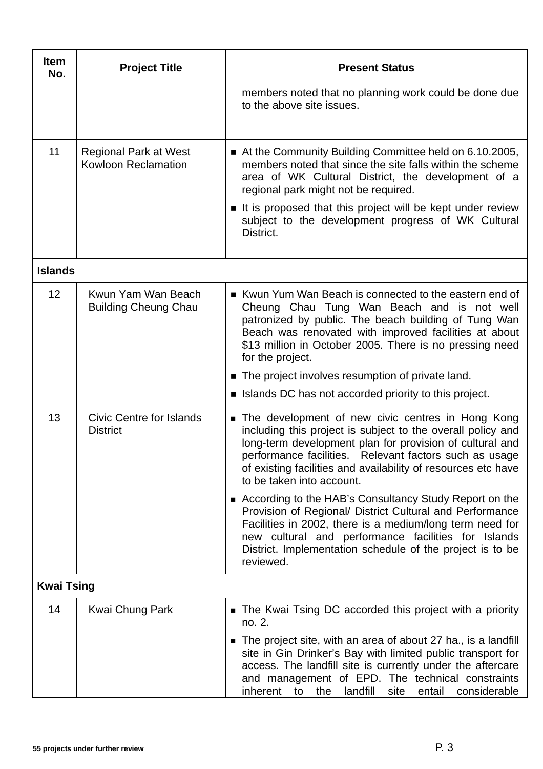| Item No. | Project Title | Present Status |
|---|---|---|
| | | members noted that no planning work could be done due to the above site issues. |
| 11 | Regional Park at West Kowloon Reclamation | ■ At the Community Building Committee held on 6.10.2005, members noted that since the site falls within the scheme area of WK Cultural District, the development of a regional park might not be required.<br>■ It is proposed that this project will be kept under review subject to the development progress of WK Cultural District. |
| **Islands** | | |
| 12 | Kwun Yam Wan Beach Building Cheung Chau | ■ Kwun Yum Wan Beach is connected to the eastern end of Cheung Chau Tung Wan Beach and is not well patronized by public. The beach building of Tung Wan Beach was renovated with improved facilities at about $13 million in October 2005. There is no pressing need for the project.<br>■ The project involves resumption of private land.<br>■ Islands DC has not accorded priority to this project. |
| 13 | Civic Centre for Islands District | ■ The development of new civic centres in Hong Kong including this project is subject to the overall policy and long-term development plan for provision of cultural and performance facilities. Relevant factors such as usage of existing facilities and availability of resources etc have to be taken into account.<br>■ According to the HAB's Consultancy Study Report on the Provision of Regional/ District Cultural and Performance Facilities in 2002, there is a medium/long term need for new cultural and performance facilities for Islands District. Implementation schedule of the project is to be reviewed. |
| **Kwai Tsing** | | |
| 14 | Kwai Chung Park | ■ The Kwai Tsing DC accorded this project with a priority no. 2.<br>■ The project site, with an area of about 27 ha., is a landfill site in Gin Drinker's Bay with limited public transport for access. The landfill site is currently under the aftercare and management of EPD. The technical constraints inherent to the landfill site entail considerable |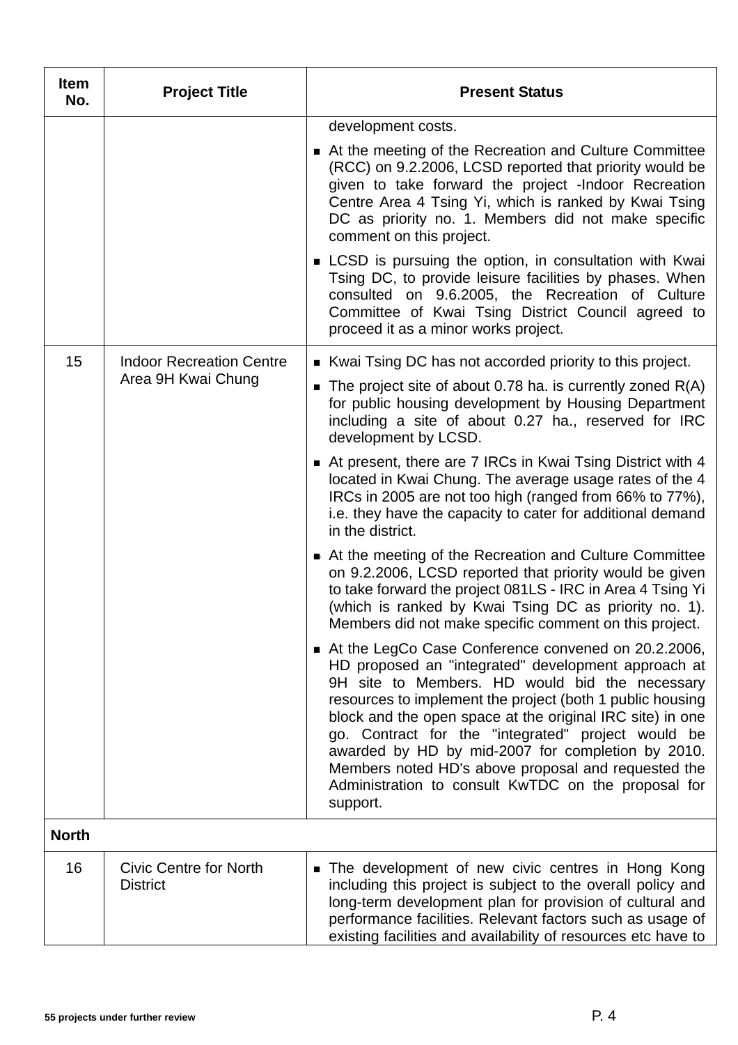| Item No. | Project Title | Present Status |
|---|---|---|
| | | development costs.<br>■ At the meeting of the Recreation and Culture Committee (RCC) on 9.2.2006, LCSD reported that priority would be given to take forward the project -Indoor Recreation Centre Area 4 Tsing Yi, which is ranked by Kwai Tsing DC as priority no. 1. Members did not make specific comment on this project.<br>■ LCSD is pursuing the option, in consultation with Kwai Tsing DC, to provide leisure facilities by phases. When consulted on 9.6.2005, the Recreation of Culture Committee of Kwai Tsing District Council agreed to proceed it as a minor works project. |
| 15 | Indoor Recreation Centre Area 9H Kwai Chung | ■ Kwai Tsing DC has not accorded priority to this project.<br>■ The project site of about 0.78 ha. is currently zoned R(A) for public housing development by Housing Department including a site of about 0.27 ha., reserved for IRC development by LCSD.<br>■ At present, there are 7 IRCs in Kwai Tsing District with 4 located in Kwai Chung. The average usage rates of the 4 IRCs in 2005 are not too high (ranged from 66% to 77%), i.e. they have the capacity to cater for additional demand in the district.<br>■ At the meeting of the Recreation and Culture Committee on 9.2.2006, LCSD reported that priority would be given to take forward the project 081LS - IRC in Area 4 Tsing Yi (which is ranked by Kwai Tsing DC as priority no. 1). Members did not make specific comment on this project.<br>■ At the LegCo Case Conference convened on 20.2.2006, HD proposed an "integrated" development approach at 9H site to Members. HD would bid the necessary resources to implement the project (both 1 public housing block and the open space at the original IRC site) in one go. Contract for the "integrated" project would be awarded by HD by mid-2007 for completion by 2010. Members noted HD's above proposal and requested the Administration to consult KwTDC on the proposal for support. |
| **North** | | |
| 16 | Civic Centre for North District | ■ The development of new civic centres in Hong Kong including this project is subject to the overall policy and long-term development plan for provision of cultural and performance facilities. Relevant factors such as usage of existing facilities and availability of resources etc have to |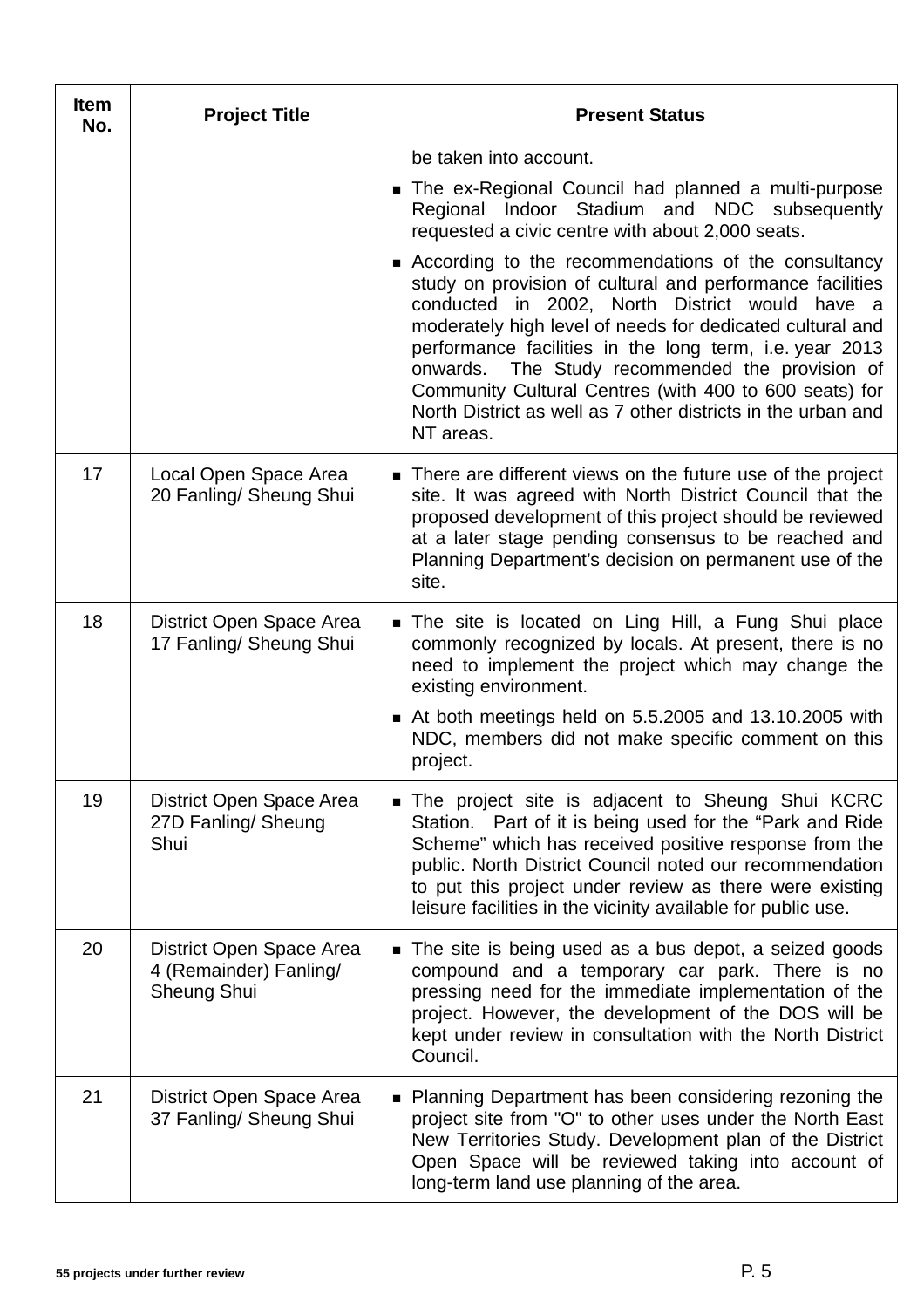| Item No. | Project Title | Present Status |
|---|---|---|
| | | be taken into account.<br>■ The ex-Regional Council had planned a multi-purpose Regional Indoor Stadium and NDC subsequently requested a civic centre with about 2,000 seats.<br>■ According to the recommendations of the consultancy study on provision of cultural and performance facilities conducted in 2002, North District would have a moderately high level of needs for dedicated cultural and performance facilities in the long term, i.e. year 2013 onwards. The Study recommended the provision of Community Cultural Centres (with 400 to 600 seats) for North District as well as 7 other districts in the urban and NT areas. |
| 17 | Local Open Space Area 20 Fanling/ Sheung Shui | ■ There are different views on the future use of the project site. It was agreed with North District Council that the proposed development of this project should be reviewed at a later stage pending consensus to be reached and Planning Department's decision on permanent use of the site. |
| 18 | District Open Space Area 17 Fanling/ Sheung Shui | ■ The site is located on Ling Hill, a Fung Shui place commonly recognized by locals. At present, there is no need to implement the project which may change the existing environment.<br>■ At both meetings held on 5.5.2005 and 13.10.2005 with NDC, members did not make specific comment on this project. |
| 19 | District Open Space Area 27D Fanling/ Sheung Shui | ■ The project site is adjacent to Sheung Shui KCRC Station. Part of it is being used for the "Park and Ride Scheme" which has received positive response from the public. North District Council noted our recommendation to put this project under review as there were existing leisure facilities in the vicinity available for public use. |
| 20 | District Open Space Area 4 (Remainder) Fanling/ Sheung Shui | ■ The site is being used as a bus depot, a seized goods compound and a temporary car park. There is no pressing need for the immediate implementation of the project. However, the development of the DOS will be kept under review in consultation with the North District Council. |
| 21 | District Open Space Area 37 Fanling/ Sheung Shui | ■ Planning Department has been considering rezoning the project site from "O" to other uses under the North East New Territories Study. Development plan of the District Open Space will be reviewed taking into account of long-term land use planning of the area. |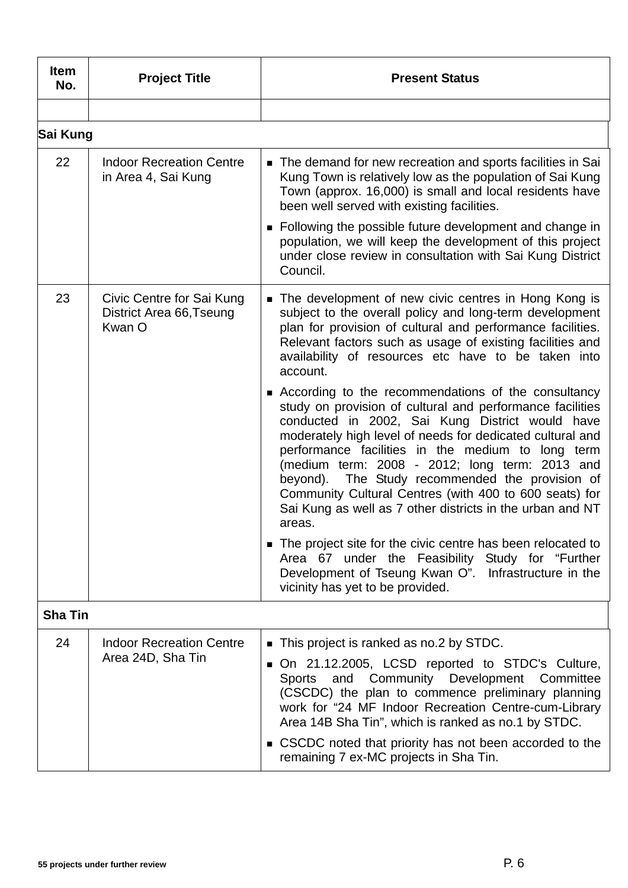| Item No. | Project Title | Present Status |
|---|---|---|
| | | |
| **Sai Kung** | | |
| 22 | Indoor Recreation Centre in Area 4, Sai Kung | ■ The demand for new recreation and sports facilities in Sai Kung Town is relatively low as the population of Sai Kung Town (approx. 16,000) is small and local residents have been well served with existing facilities.<br>■ Following the possible future development and change in population, we will keep the development of this project under close review in consultation with Sai Kung District Council. |
| 23 | Civic Centre for Sai Kung District Area 66,Tseung Kwan O | ■ The development of new civic centres in Hong Kong is subject to the overall policy and long-term development plan for provision of cultural and performance facilities. Relevant factors such as usage of existing facilities and availability of resources etc have to be taken into account.<br>■ According to the recommendations of the consultancy study on provision of cultural and performance facilities conducted in 2002, Sai Kung District would have moderately high level of needs for dedicated cultural and performance facilities in the medium to long term (medium term: 2008 - 2012; long term: 2013 and beyond). The Study recommended the provision of Community Cultural Centres (with 400 to 600 seats) for Sai Kung as well as 7 other districts in the urban and NT areas.<br>■ The project site for the civic centre has been relocated to Area 67 under the Feasibility Study for "Further Development of Tseung Kwan O". Infrastructure in the vicinity has yet to be provided. |
| **Sha Tin** | | |
| 24 | Indoor Recreation Centre Area 24D, Sha Tin | ■ This project is ranked as no.2 by STDC.<br>■ On 21.12.2005, LCSD reported to STDC's Culture, Sports and Community Development Committee (CSCDC) the plan to commence preliminary planning work for "24 MF Indoor Recreation Centre-cum-Library Area 14B Sha Tin", which is ranked as no.1 by STDC.<br>■ CSCDC noted that priority has not been accorded to the remaining 7 ex-MC projects in Sha Tin. |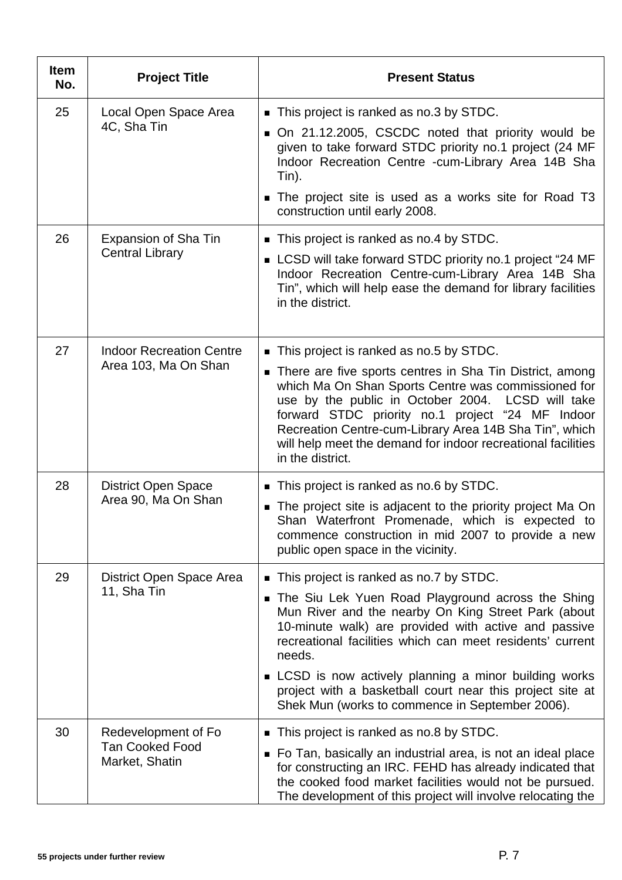| Item No. | Project Title | Present Status |
|---|---|---|
| 25 | Local Open Space Area 4C, Sha Tin | ▪ This project is ranked as no.3 by STDC.<br>▪ On 21.12.2005, CSCDC noted that priority would be given to take forward STDC priority no.1 project (24 MF Indoor Recreation Centre -cum-Library Area 14B Sha Tin).<br>▪ The project site is used as a works site for Road T3 construction until early 2008. |
| 26 | Expansion of Sha Tin Central Library | ▪ This project is ranked as no.4 by STDC.<br>▪ LCSD will take forward STDC priority no.1 project "24 MF Indoor Recreation Centre-cum-Library Area 14B Sha Tin", which will help ease the demand for library facilities in the district. |
| 27 | Indoor Recreation Centre Area 103, Ma On Shan | ▪ This project is ranked as no.5 by STDC.<br>▪ There are five sports centres in Sha Tin District, among which Ma On Shan Sports Centre was commissioned for use by the public in October 2004. LCSD will take forward STDC priority no.1 project "24 MF Indoor Recreation Centre-cum-Library Area 14B Sha Tin", which will help meet the demand for indoor recreational facilities in the district. |
| 28 | District Open Space Area 90, Ma On Shan | ▪ This project is ranked as no.6 by STDC.<br>▪ The project site is adjacent to the priority project Ma On Shan Waterfront Promenade, which is expected to commence construction in mid 2007 to provide a new public open space in the vicinity. |
| 29 | District Open Space Area 11, Sha Tin | ▪ This project is ranked as no.7 by STDC.<br>▪ The Siu Lek Yuen Road Playground across the Shing Mun River and the nearby On King Street Park (about 10-minute walk) are provided with active and passive recreational facilities which can meet residents' current needs.<br>▪ LCSD is now actively planning a minor building works project with a basketball court near this project site at Shek Mun (works to commence in September 2006). |
| 30 | Redevelopment of Fo Tan Cooked Food Market, Shatin | ▪ This project is ranked as no.8 by STDC.<br>▪ Fo Tan, basically an industrial area, is not an ideal place for constructing an IRC. FEHD has already indicated that the cooked food market facilities would not be pursued. The development of this project will involve relocating the |

55 projects under further review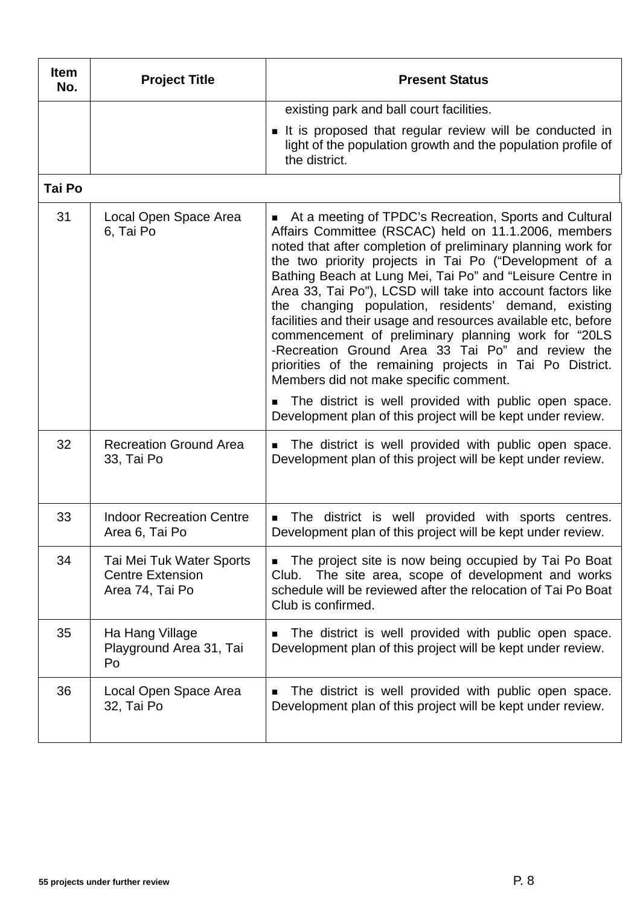| Item No. | Project Title | Present Status |
|---|---|---|
| | | existing park and ball court facilities.<br>■ It is proposed that regular review will be conducted in light of the population growth and the population profile of the district. |
| **Tai Po** | | |
| 31 | Local Open Space Area 6, Tai Po | ■ At a meeting of TPDC's Recreation, Sports and Cultural Affairs Committee (RSCAC) held on 11.1.2006, members noted that after completion of preliminary planning work for the two priority projects in Tai Po ("Development of a Bathing Beach at Lung Mei, Tai Po" and "Leisure Centre in Area 33, Tai Po"), LCSD will take into account factors like the changing population, residents' demand, existing facilities and their usage and resources available etc, before commencement of preliminary planning work for "20LS -Recreation Ground Area 33 Tai Po" and review the priorities of the remaining projects in Tai Po District. Members did not make specific comment.<br>■ The district is well provided with public open space. Development plan of this project will be kept under review. |
| 32 | Recreation Ground Area 33, Tai Po | ■ The district is well provided with public open space. Development plan of this project will be kept under review. |
| 33 | Indoor Recreation Centre Area 6, Tai Po | ■ The district is well provided with sports centres. Development plan of this project will be kept under review. |
| 34 | Tai Mei Tuk Water Sports Centre Extension Area 74, Tai Po | ■ The project site is now being occupied by Tai Po Boat Club. The site area, scope of development and works schedule will be reviewed after the relocation of Tai Po Boat Club is confirmed. |
| 35 | Ha Hang Village Playground Area 31, Tai Po | ■ The district is well provided with public open space. Development plan of this project will be kept under review. |
| 36 | Local Open Space Area 32, Tai Po | ■ The district is well provided with public open space. Development plan of this project will be kept under review. |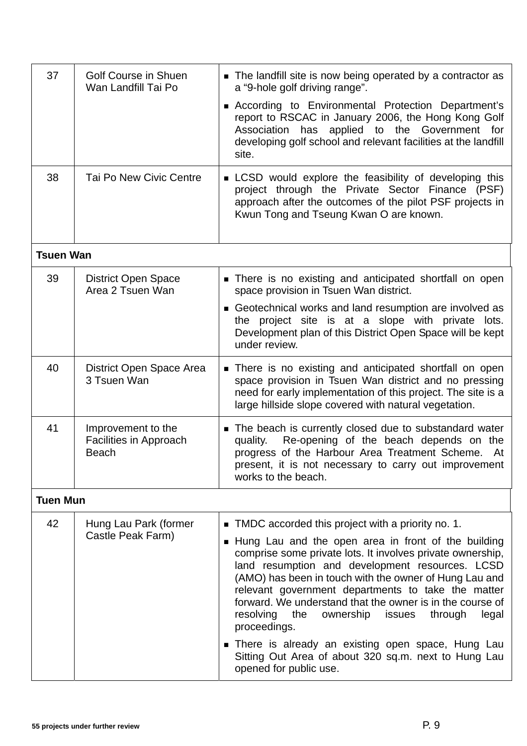| | | |
|---|---|---|
| 37 | Golf Course in Shuen Wan Landfill Tai Po | ■ The landfill site is now being operated by a contractor as a "9-hole golf driving range".<br>■ According to Environmental Protection Department's report to RSCAC in January 2006, the Hong Kong Golf Association has applied to the Government for developing golf school and relevant facilities at the landfill site. |
| 38 | Tai Po New Civic Centre | ■ LCSD would explore the feasibility of developing this project through the Private Sector Finance (PSF) approach after the outcomes of the pilot PSF projects in Kwun Tong and Tseung Kwan O are known. |
| **Tsuen Wan** | | |
| 39 | District Open Space Area 2 Tsuen Wan | ■ There is no existing and anticipated shortfall on open space provision in Tsuen Wan district.<br>■ Geotechnical works and land resumption are involved as the project site is at a slope with private lots. Development plan of this District Open Space will be kept under review. |
| 40 | District Open Space Area 3 Tsuen Wan | ■ There is no existing and anticipated shortfall on open space provision in Tsuen Wan district and no pressing need for early implementation of this project. The site is a large hillside slope covered with natural vegetation. |
| 41 | Improvement to the Facilities in Approach Beach | ■ The beach is currently closed due to substandard water quality. Re-opening of the beach depends on the progress of the Harbour Area Treatment Scheme. At present, it is not necessary to carry out improvement works to the beach. |
| **Tuen Mun** | | |
| 42 | Hung Lau Park (former Castle Peak Farm) | ■ TMDC accorded this project with a priority no. 1.<br>■ Hung Lau and the open area in front of the building comprise some private lots. It involves private ownership, land resumption and development resources. LCSD (AMO) has been in touch with the owner of Hung Lau and relevant government departments to take the matter forward. We understand that the owner is in the course of resolving the ownership issues through legal proceedings.<br>■ There is already an existing open space, Hung Lau Sitting Out Area of about 320 sq.m. next to Hung Lau opened for public use. |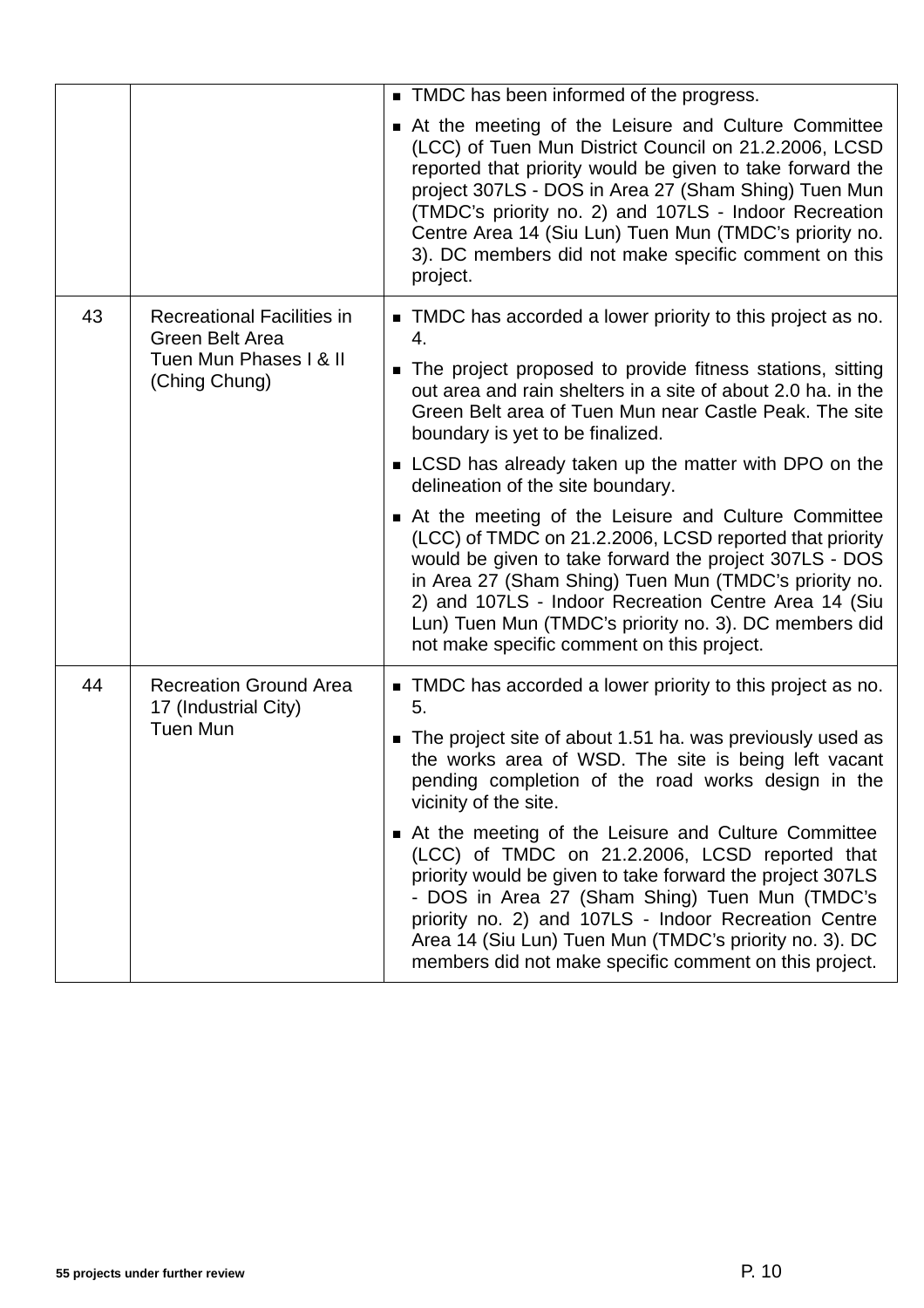| | | |
|---|---|---|
| | | ■ TMDC has been informed of the progress.<br>■ At the meeting of the Leisure and Culture Committee (LCC) of Tuen Mun District Council on 21.2.2006, LCSD reported that priority would be given to take forward the project 307LS - DOS in Area 27 (Sham Shing) Tuen Mun (TMDC's priority no. 2) and 107LS - Indoor Recreation Centre Area 14 (Siu Lun) Tuen Mun (TMDC's priority no. 3). DC members did not make specific comment on this project. |
| 43 | Recreational Facilities in Green Belt Area<br>Tuen Mun Phases I & II (Ching Chung) | ■ TMDC has accorded a lower priority to this project as no. 4.<br>■ The project proposed to provide fitness stations, sitting out area and rain shelters in a site of about 2.0 ha. in the Green Belt area of Tuen Mun near Castle Peak. The site boundary is yet to be finalized.<br>■ LCSD has already taken up the matter with DPO on the delineation of the site boundary.<br>■ At the meeting of the Leisure and Culture Committee (LCC) of TMDC on 21.2.2006, LCSD reported that priority would be given to take forward the project 307LS - DOS in Area 27 (Sham Shing) Tuen Mun (TMDC's priority no. 2) and 107LS - Indoor Recreation Centre Area 14 (Siu Lun) Tuen Mun (TMDC's priority no. 3). DC members did not make specific comment on this project. |
| 44 | Recreation Ground Area 17 (Industrial City)<br>Tuen Mun | ■ TMDC has accorded a lower priority to this project as no. 5.<br>■ The project site of about 1.51 ha. was previously used as the works area of WSD. The site is being left vacant pending completion of the road works design in the vicinity of the site.<br>■ At the meeting of the Leisure and Culture Committee (LCC) of TMDC on 21.2.2006, LCSD reported that priority would be given to take forward the project 307LS - DOS in Area 27 (Sham Shing) Tuen Mun (TMDC's priority no. 2) and 107LS - Indoor Recreation Centre Area 14 (Siu Lun) Tuen Mun (TMDC's priority no. 3). DC members did not make specific comment on this project. |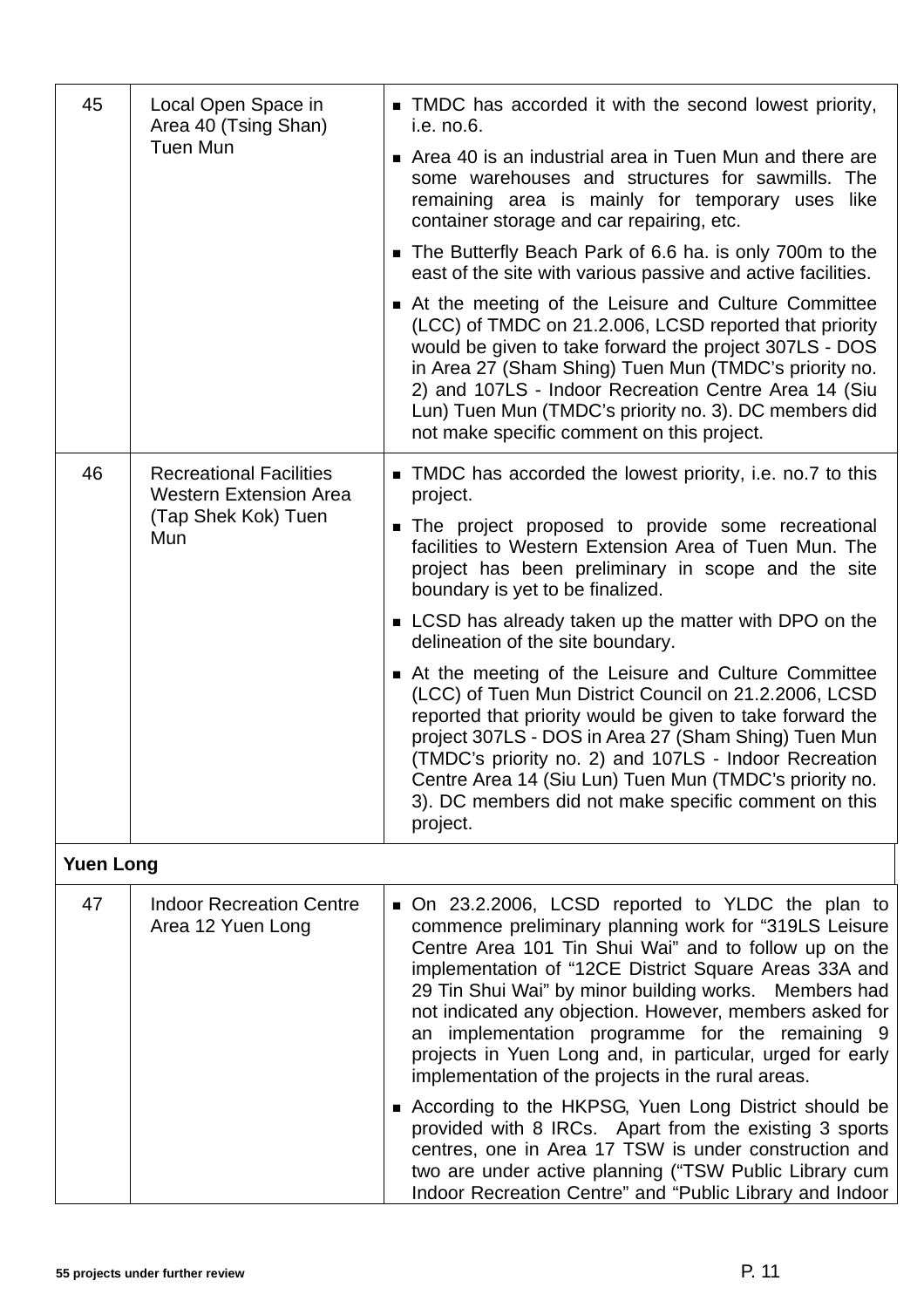| | | |
|---|---|---|
| 45 | Local Open Space in Area 40 (Tsing Shan) Tuen Mun | ■ TMDC has accorded it with the second lowest priority, i.e. no.6.<br>■ Area 40 is an industrial area in Tuen Mun and there are some warehouses and structures for sawmills. The remaining area is mainly for temporary uses like container storage and car repairing, etc.<br>■ The Butterfly Beach Park of 6.6 ha. is only 700m to the east of the site with various passive and active facilities.<br>■ At the meeting of the Leisure and Culture Committee (LCC) of TMDC on 21.2.006, LCSD reported that priority would be given to take forward the project 307LS - DOS in Area 27 (Sham Shing) Tuen Mun (TMDC's priority no. 2) and 107LS - Indoor Recreation Centre Area 14 (Siu Lun) Tuen Mun (TMDC's priority no. 3). DC members did not make specific comment on this project. |
| 46 | Recreational Facilities Western Extension Area (Tap Shek Kok) Tuen Mun | ■ TMDC has accorded the lowest priority, i.e. no.7 to this project.<br>■ The project proposed to provide some recreational facilities to Western Extension Area of Tuen Mun. The project has been preliminary in scope and the site boundary is yet to be finalized.<br>■ LCSD has already taken up the matter with DPO on the delineation of the site boundary.<br>■ At the meeting of the Leisure and Culture Committee (LCC) of Tuen Mun District Council on 21.2.2006, LCSD reported that priority would be given to take forward the project 307LS - DOS in Area 27 (Sham Shing) Tuen Mun (TMDC's priority no. 2) and 107LS - Indoor Recreation Centre Area 14 (Siu Lun) Tuen Mun (TMDC's priority no. 3). DC members did not make specific comment on this project. |
| **Yuen Long** | | |
| 47 | Indoor Recreation Centre Area 12 Yuen Long | ■ On 23.2.2006, LCSD reported to YLDC the plan to commence preliminary planning work for "319LS Leisure Centre Area 101 Tin Shui Wai" and to follow up on the implementation of "12CE District Square Areas 33A and 29 Tin Shui Wai" by minor building works. Members had not indicated any objection. However, members asked for an implementation programme for the remaining 9 projects in Yuen Long and, in particular, urged for early implementation of the projects in the rural areas.<br>■ According to the HKPSG, Yuen Long District should be provided with 8 IRCs. Apart from the existing 3 sports centres, one in Area 17 TSW is under construction and two are under active planning ("TSW Public Library cum Indoor Recreation Centre" and "Public Library and Indoor |

55 projects under further review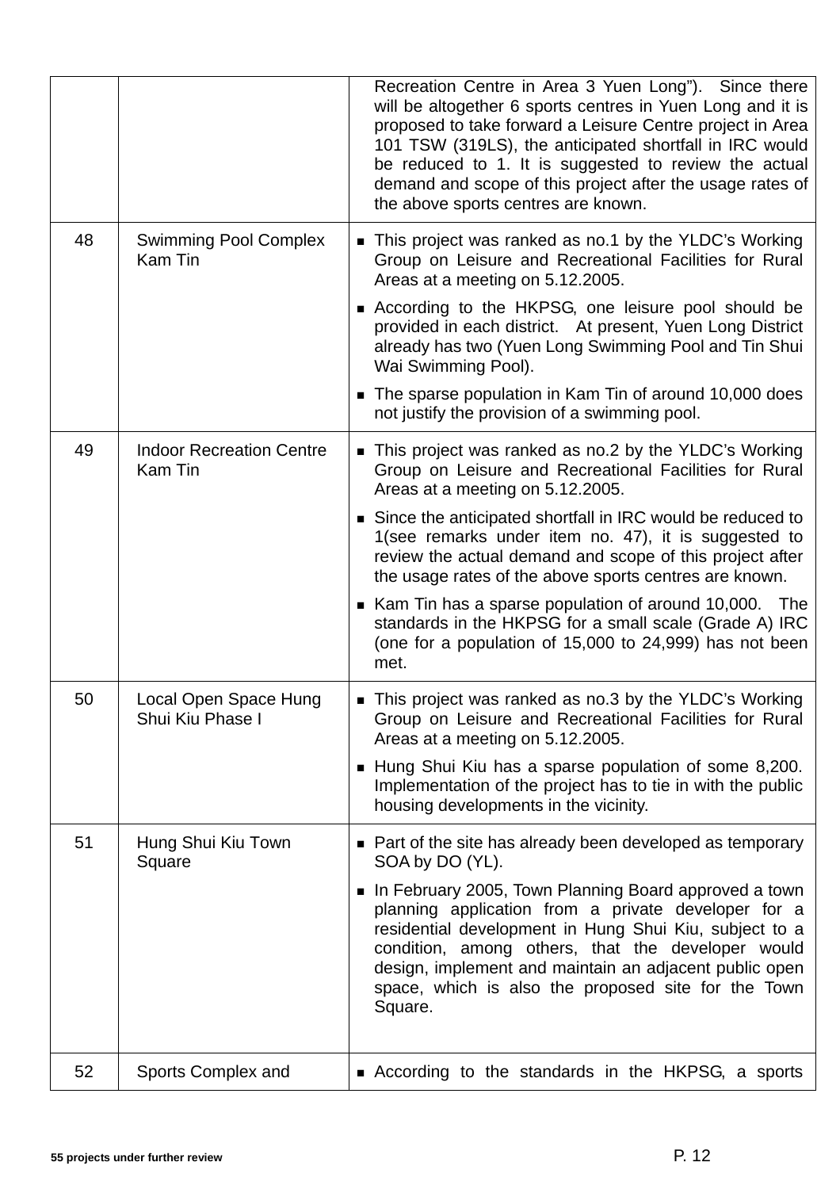| | | |
|---|---|---|
| | | Recreation Centre in Area 3 Yuen Long"). Since there will be altogether 6 sports centres in Yuen Long and it is proposed to take forward a Leisure Centre project in Area 101 TSW (319LS), the anticipated shortfall in IRC would be reduced to 1. It is suggested to review the actual demand and scope of this project after the usage rates of the above sports centres are known. |
| 48 | Swimming Pool Complex Kam Tin | ■ This project was ranked as no.1 by the YLDC's Working Group on Leisure and Recreational Facilities for Rural Areas at a meeting on 5.12.2005.<br>■ According to the HKPSG, one leisure pool should be provided in each district. At present, Yuen Long District already has two (Yuen Long Swimming Pool and Tin Shui Wai Swimming Pool).<br>■ The sparse population in Kam Tin of around 10,000 does not justify the provision of a swimming pool. |
| 49 | Indoor Recreation Centre Kam Tin | ■ This project was ranked as no.2 by the YLDC's Working Group on Leisure and Recreational Facilities for Rural Areas at a meeting on 5.12.2005.<br>■ Since the anticipated shortfall in IRC would be reduced to 1(see remarks under item no. 47), it is suggested to review the actual demand and scope of this project after the usage rates of the above sports centres are known.<br>■ Kam Tin has a sparse population of around 10,000. The standards in the HKPSG for a small scale (Grade A) IRC (one for a population of 15,000 to 24,999) has not been met. |
| 50 | Local Open Space Hung Shui Kiu Phase I | ■ This project was ranked as no.3 by the YLDC's Working Group on Leisure and Recreational Facilities for Rural Areas at a meeting on 5.12.2005.<br>■ Hung Shui Kiu has a sparse population of some 8,200. Implementation of the project has to tie in with the public housing developments in the vicinity. |
| 51 | Hung Shui Kiu Town Square | ■ Part of the site has already been developed as temporary SOA by DO (YL).<br>■ In February 2005, Town Planning Board approved a town planning application from a private developer for a residential development in Hung Shui Kiu, subject to a condition, among others, that the developer would design, implement and maintain an adjacent public open space, which is also the proposed site for the Town Square. |
| 52 | Sports Complex and | ■ According to the standards in the HKPSG, a sports |

55 projects under further review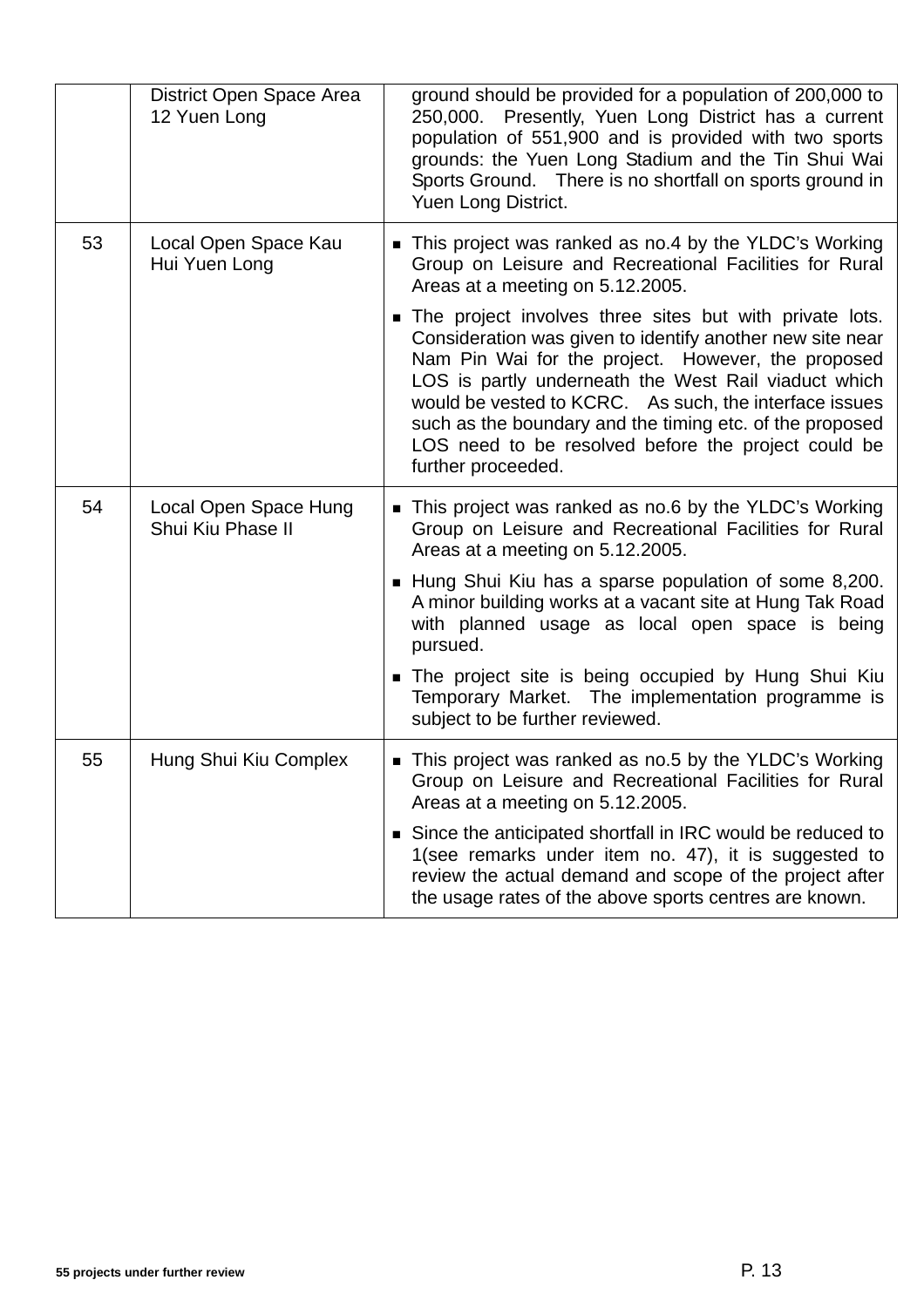| | | |
|---|---|---|
| | District Open Space Area 12 Yuen Long | ground should be provided for a population of 200,000 to 250,000. Presently, Yuen Long District has a current population of 551,900 and is provided with two sports grounds: the Yuen Long Stadium and the Tin Shui Wai Sports Ground. There is no shortfall on sports ground in Yuen Long District. |
| 53 | Local Open Space Kau Hui Yuen Long | ■ This project was ranked as no.4 by the YLDC's Working Group on Leisure and Recreational Facilities for Rural Areas at a meeting on 5.12.2005.<br>■ The project involves three sites but with private lots. Consideration was given to identify another new site near Nam Pin Wai for the project. However, the proposed LOS is partly underneath the West Rail viaduct which would be vested to KCRC. As such, the interface issues such as the boundary and the timing etc. of the proposed LOS need to be resolved before the project could be further proceeded. |
| 54 | Local Open Space Hung Shui Kiu Phase II | ■ This project was ranked as no.6 by the YLDC's Working Group on Leisure and Recreational Facilities for Rural Areas at a meeting on 5.12.2005.<br>■ Hung Shui Kiu has a sparse population of some 8,200. A minor building works at a vacant site at Hung Tak Road with planned usage as local open space is being pursued.<br>■ The project site is being occupied by Hung Shui Kiu Temporary Market. The implementation programme is subject to be further reviewed. |
| 55 | Hung Shui Kiu Complex | ■ This project was ranked as no.5 by the YLDC's Working Group on Leisure and Recreational Facilities for Rural Areas at a meeting on 5.12.2005.<br>■ Since the anticipated shortfall in IRC would be reduced to 1(see remarks under item no. 47), it is suggested to review the actual demand and scope of the project after the usage rates of the above sports centres are known. |